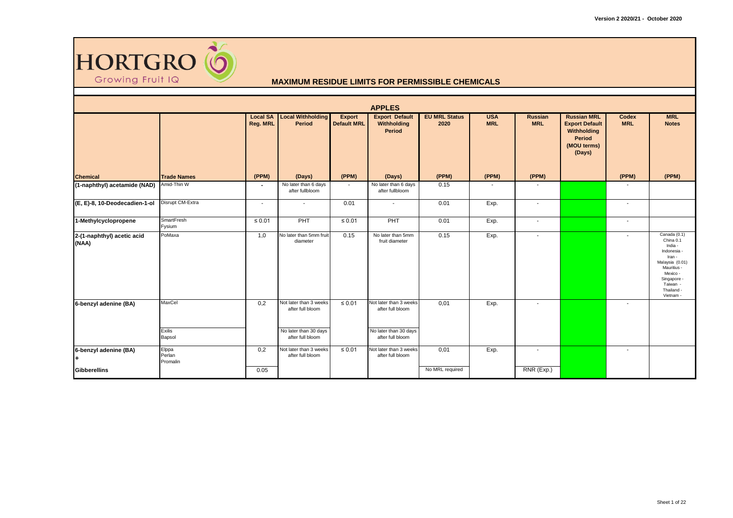HORTGRO
Growing Fruit IQ

# MAXIMUM RESIDUE LIMITS FOR PERMISSIBLE CHEMICALS

## APPLES

| Chemical | Trade Names | Local SA Reg. MRL (PPM) | Local Withholding Period (Days) | Export Default MRL (PPM) | Export Default Withholding Period (Days) | EU MRL Status 2020 (PPM) | USA MRL (PPM) | Russian MRL (PPM) | Russian MRL Export Default Withholding Period (MOU terms) (Days) | Codex MRL (PPM) | MRL Notes (PPM) |
|---|---|---|---|---|---|---|---|---|---|---|---|
| (1-naphthyl) acetamide (NAD) | Amid-Thin W | - | No later than 6 days after fullbloom | - | No later than 6 days after fullbloom | 0.15 | - | - | | - | |
| (E, E)-8, 10-Deodecadien-1-ol | Disrupt CM-Extra | - | - | 0.01 | - | 0.01 | Exp. | - | | - | |
| 1-Methylcyclopropene | SmartFresh<br>Fysium | ≤ 0.01 | PHT | ≤ 0.01 | PHT | 0.01 | Exp. | - | | - | |
| 2-(1-naphthyl) acetic acid (NAA) | PoMaxa | 1,0 | No later than 5mm fruit diameter | 0.15 | No later than 5mm fruit diameter | 0.15 | Exp. | - | | - | Canada (0.1)<br>China 0.1<br>India -<br>Indonesia -<br>Iran -<br>Malaysia (0.01)<br>Mauritius -<br>Mexico -<br>Singapore -<br>Taiwan -<br>Thailand -<br>Vietnam - |
| 6-benzyl adenine (BA) | MaxCel | 0,2 | Not later than 3 weeks after full bloom | ≤ 0.01 | Not later than 3 weeks after full bloom | 0,01 | Exp. | - | | - | |
| | Exilis<br>Bapsol | | No later than 30 days after full bloom | | No later than 30 days after full bloom | | | | | | |
| 6-benzyl adenine (BA) + | Elppa<br>Perlan<br>Promalin | 0,2 | Not later than 3 weeks after full bloom | ≤ 0.01 | Not later than 3 weeks after full bloom | 0,01 | Exp. | - | | - | |
| Gibberellins | | 0.05 | | | | No MRL required | | RNR (Exp.) | | | |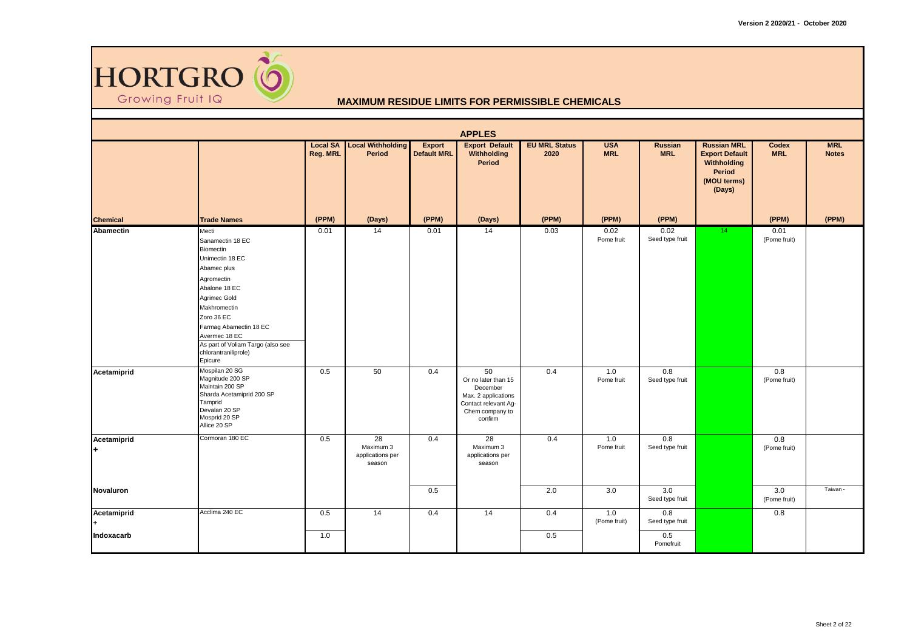# HORTGRO

Growing Fruit IQ

## MAXIMUM RESIDUE LIMITS FOR PERMISSIBLE CHEMICALS

### APPLES

| Chemical | Trade Names | Local SA Reg. MRL (PPM) | Local Withholding Period (Days) | Export Default MRL (PPM) | Export Default Withholding Period (Days) | EU MRL Status 2020 (PPM) | USA MRL (PPM) | Russian MRL (PPM) | Russian MRL Export Default Withholding Period (MOU terms) (Days) | Codex MRL (PPM) | MRL Notes (PPM) |
|---|---|---|---|---|---|---|---|---|---|---|---|
| **Abamectin** | Mecti<br>Sanamectin 18 EC<br>Biomectin<br>Unimectin 18 EC<br>Abamec plus<br>Agromectin<br>Abalone 18 EC<br>Agrimec Gold<br>Makhromectin<br>Zoro 36 EC<br>Farmag Abamectin 18 EC<br>Avermec 18 EC<br>As part of Voliam Targo (also see chlorantraniliprole)<br>Epicure | 0.01 | 14 | 0.01 | 14 | 0.03 | 0.02<br>Pome fruit | 0.02<br>Seed type fruit | 14 | 0.01<br>(Pome fruit) | |
| **Acetamiprid** | Mospilan 20 SG<br>Magnitude 200 SP<br>Maintain 200 SP<br>Sharda Acetamiprid 200 SP<br>Tamprid<br>Devalan 20 SP<br>Mosprid 20 SP<br>Allice 20 SP | 0.5 | 50 | 0.4 | 50<br>Or no later than 15 December<br>Max. 2 applications<br>Contact relevant Ag-Chem company to confirm | 0.4 | 1.0<br>Pome fruit | 0.8<br>Seed type fruit | | 0.8<br>(Pome fruit) | |
| **Acetamiprid +** | Cormoran 180 EC | 0.5 | 28<br>Maximum 3 applications per season | 0.4 | 28<br>Maximum 3 applications per season | 0.4 | 1.0<br>Pome fruit | 0.8<br>Seed type fruit | | 0.8<br>(Pome fruit) | |
| **Novaluron** | | | | 0.5 | | 2.0 | 3.0 | 3.0<br>Seed type fruit | | 3.0<br>(Pome fruit) | Taiwan - |
| **Acetamiprid +** | Acclima 240 EC | 0.5 | 14 | 0.4 | 14 | 0.4 | 1.0<br>(Pome fruit) | 0.8<br>Seed type fruit | | 0.8 | |
| **Indoxacarb** | | 1.0 | | | | 0.5 | | 0.5<br>Pomefruit | | | |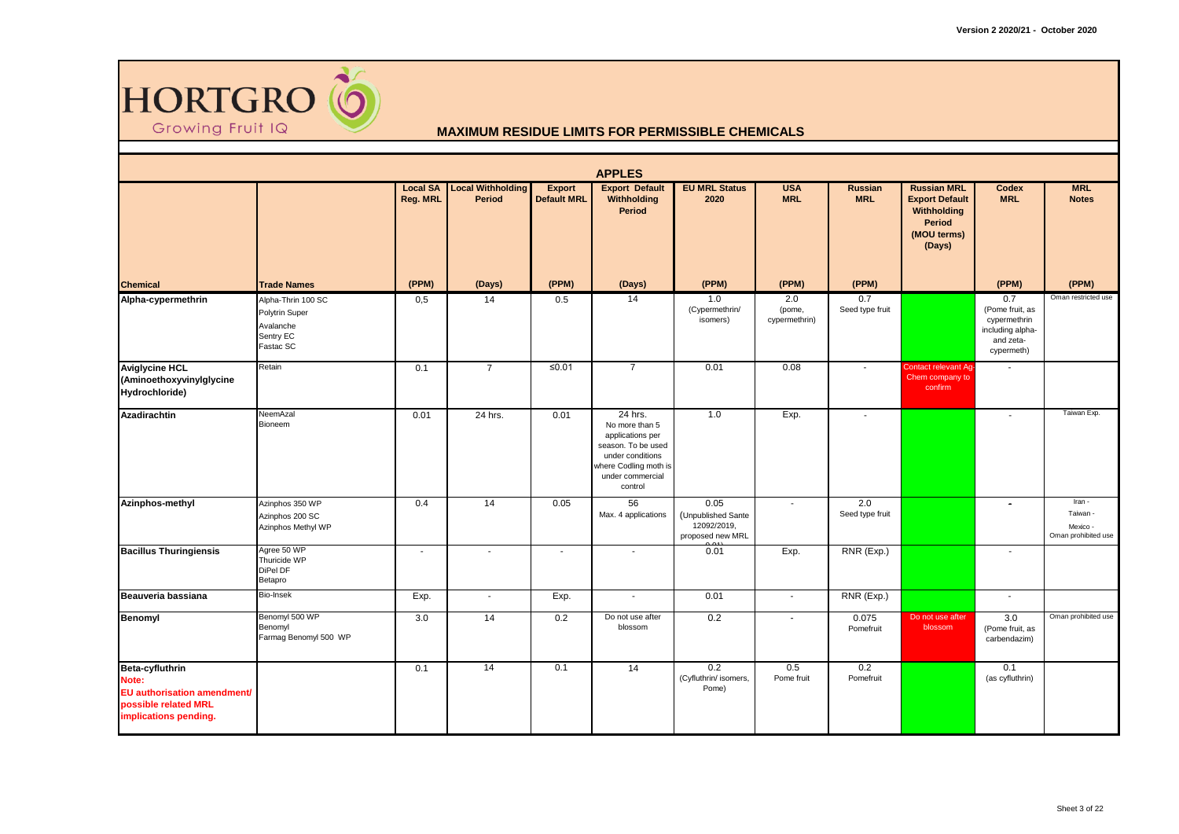# HORTGRO

Growing Fruit IQ

## MAXIMUM RESIDUE LIMITS FOR PERMISSIBLE CHEMICALS

### APPLES

| Chemical | Trade Names | Local SA Reg. MRL (PPM) | Local Withholding Period (Days) | Export Default MRL (PPM) | Export Default Withholding Period (Days) | EU MRL Status 2020 (PPM) | USA MRL (PPM) | Russian MRL (PPM) | Russian MRL Export Default Withholding Period (MOU terms) (Days) | Codex MRL (PPM) | MRL Notes (PPM) |
|---|---|---|---|---|---|---|---|---|---|---|---|
| **Alpha-cypermethrin** | Alpha-Thrin 100 SC<br>Polytrin Super<br>Avalanche<br>Sentry EC<br>Fastac SC | 0,5 | 14 | 0.5 | 14 | 1.0 (Cypermethrin/ isomers) | 2.0 (pome, cypermethrin) | 0.7 Seed type fruit | | 0.7 (Pome fruit, as cypermethrin including alpha- and zeta-cypermeth) | Oman restricted use |
| **Aviglycine HCL (Aminoethoxyvinylglycine Hydrochloride)** | Retain | 0.1 | 7 | ≤0.01 | 7 | 0.01 | 0.08 | - | Contact relevant Ag-Chem company to confirm | - | |
| **Azadirachtin** | NeemAzal<br>Bioneem | 0.01 | 24 hrs. | 0.01 | 24 hrs. No more than 5 applications per season. To be used under conditions where Codling moth is under commercial control | 1.0 | Exp. | - | | - | Taiwan Exp. |
| **Azinphos-methyl** | Azinphos 350 WP<br>Azinphos 200 SC<br>Azinphos Methyl WP | 0.4 | 14 | 0.05 | 56 Max. 4 applications | 0.05 (Unpublished Sante 12092/2019, proposed new MRL 0.01) | - | 2.0 Seed type fruit | | - | Iran -<br>Taiwan -<br>Mexico -<br>Oman prohibited use |
| **Bacillus Thuringiensis** | Agree 50 WP<br>Thuricide WP<br>DiPel DF<br>Betapro | - | - | - | - | 0.01 | Exp. | RNR (Exp.) | | - | |
| **Beauveria bassiana** | Bio-Insek | Exp. | - | Exp. | - | 0.01 | - | RNR (Exp.) | | - | |
| **Benomyl** | Benomyl 500 WP<br>Benomyl<br>Farmag Benomyl 500 WP | 3.0 | 14 | 0.2 | Do not use after blossom | 0.2 | - | 0.075 Pomefruit | Do not use after blossom | 3.0 (Pome fruit, as carbendazim) | Oman prohibited use |
| **Beta-cyfluthrin**<br>**Note: EU authorisation amendment/ possible related MRL implications pending.** | | 0.1 | 14 | 0.1 | 14 | 0.2 (Cyfluthrin/ isomers, Pome) | 0.5 Pome fruit | 0.2 Pomefruit | | 0.1 (as cyfluthrin) | |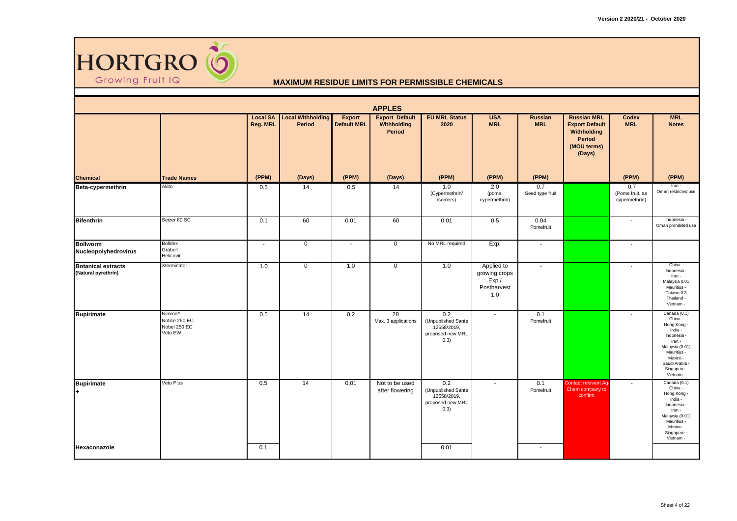## MAXIMUM RESIDUE LIMITS FOR PERMISSIBLE CHEMICALS

### APPLES

| Chemical | Trade Names | Local SA Reg. MRL (PPM) | Local Withholding Period (Days) | Export Default MRL (PPM) | Export Default Withholding Period (Days) | EU MRL Status 2020 (PPM) | USA MRL (PPM) | Russian MRL (PPM) | Russian MRL Export Default Withholding Period (MOU terms) (Days) | Codex MRL (PPM) | MRL Notes (PPM) |
|---|---|---|---|---|---|---|---|---|---|---|---|
| **Beta-cypermethrin** | Akito | 0.5 | 14 | 0.5 | 14 | 1.0 (Cypermethrin/ isomers) | 2.0 (pome, cypermethrin) | 0.7 Seed type fruit | | 0.7 (Pome fruit, as cypermethrin) | Iran - Oman restricted use |
| **Bifenthrin** | Seizer 80 SC | 0.1 | 60 | 0.01 | 60 | 0.01 | 0.5 | 0.04 Pomefruit | | - | Indonesia - Oman prohibited use |
| **Bollworm Nucleopolyhedrovirus** | Bolldex Graboll Helicovir | - | 0 | - | 0 | No MRL required | Exp. | - | | - | |
| **Botanical extracts (Natural pyrethrin)** | Xterminator | 1.0 | 0 | 1.0 | 0 | 1.0 | Applied to growing crops Exp./ Postharvest 1.0 | - | | - | China - Indonesia - Iran - Malaysia 0.01 Mauritius - Taiwan 0.3 Thailand - Vietnam - |
| **Bupirimate** | Nimrod® Notice 250 EC Nobel 250 EC Veto EW | 0.5 | 14 | 0.2 | 28 Max. 3 applications | 0.2 (Unpublished Sante 12558/2019, proposed new MRL 0.3) | - | 0.1 Pomefruit | | - | Canada (0.1) China - Hong Kong - India - Indonesia - Iran - Malaysia (0.01) Mauritius - Mexico - Saudi Arabia - Singapore - Vietnam - |
| **Bupirimate + Hexaconazole** | Veto Plus | 0.5 / 0.1 | 14 | 0.01 | Not to be used after flowering | 0.2 (Unpublished Sante 12558/2019, proposed new MRL 0.3) / 0.01 | - | 0.1 Pomefruit / - | Contact relevant Ag-Chem company to confirm | - | Canada (0.1) China - Hong Kong - India - Indonesia - Iran - Malaysia (0.01) Mauritius - Mexico - Singapore - Vietnam - |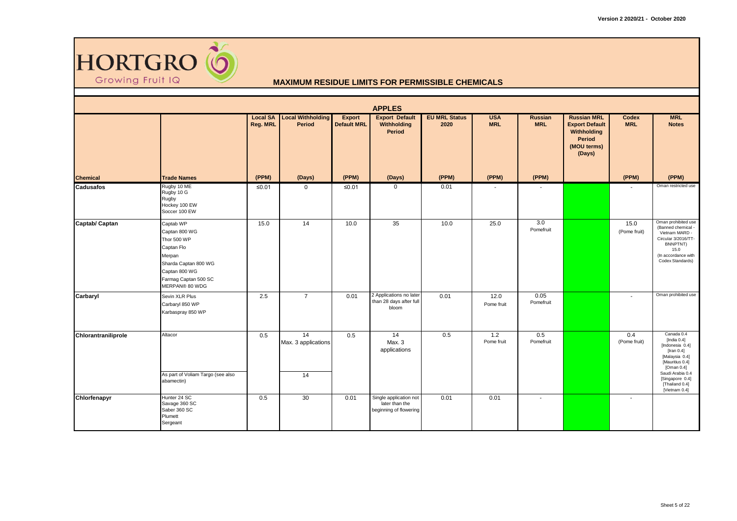# MAXIMUM RESIDUE LIMITS FOR PERMISSIBLE CHEMICALS

## APPLES

| Chemical | Trade Names | Local SA Reg. MRL (PPM) | Local Withholding Period (Days) | Export Default MRL (PPM) | Export Default Withholding Period (Days) | EU MRL Status 2020 (PPM) | USA MRL (PPM) | Russian MRL (PPM) | Russian MRL Export Default Withholding Period (MOU terms) (Days) | Codex MRL (PPM) | MRL Notes (PPM) |
|---|---|---|---|---|---|---|---|---|---|---|---|
| **Cadusafos** | Rugby 10 ME<br>Rugby 10 G<br>Rugby<br>Hockey 100 EW<br>Soccer 100 EW | ≤0.01 | 0 | ≤0.01 | 0 | 0.01 | - | - | | - | Oman restricted use |
| **Captab/ Captan** | Captab WP<br>Captan 800 WG<br>Thor 500 WP<br>Captan Flo<br>Merpan<br>Sharda Captan 800 WG<br>Captan 800 WG<br>Farmag Captan 500 SC<br>MERPAN® 80 WDG | 15.0 | 14 | 10.0 | 35 | 10.0 | 25.0 | 3.0<br>Pomefruit | | 15.0<br>(Pome fruit) | Oman prohibited use<br>(Banned chemical - Vietnam MARD - Circular 3/2016/TT-BNNPTNT)<br>15.0<br>(In accordance with Codex Standards) |
| **Carbaryl** | Sevin XLR Plus<br>Carbaryl 850 WP<br>Karbaspray 850 WP | 2.5 | 7 | 0.01 | 2 Applications no later than 28 days after full bloom | 0.01 | 12.0<br>Pome fruit | 0.05<br>Pomefruit | | - | Oman prohibited use |
| **Chlorantraniliprole** | Altacor<br><br>As part of Voliam Targo (see also abamectin) | 0.5 | 14<br>Max. 3 applications<br><br>14 | 0.5 | 14<br>Max. 3 applications | 0.5 | 1.2<br>Pome fruit | 0.5<br>Pomefruit | | 0.4<br>(Pome fruit) | Canada 0.4<br>[India 0.4]<br>[Indonesia 0.4]<br>[Iran 0.4]<br>[Malaysia 0.4]<br>[Mauritius 0.4]<br>[Oman 0.4]<br>Saudi Arabia 0.4<br>[Singapore 0.4]<br>[Thailand 0.4]<br>[Vietnam 0.4] |
| **Chlorfenapyr** | Hunter 24 SC<br>Savage 360 SC<br>Saber 360 SC<br>Plumett<br>Sergeant | 0.5 | 30 | 0.01 | Single application not later than the beginning of flowering | 0.01 | 0.01 | - | | - | |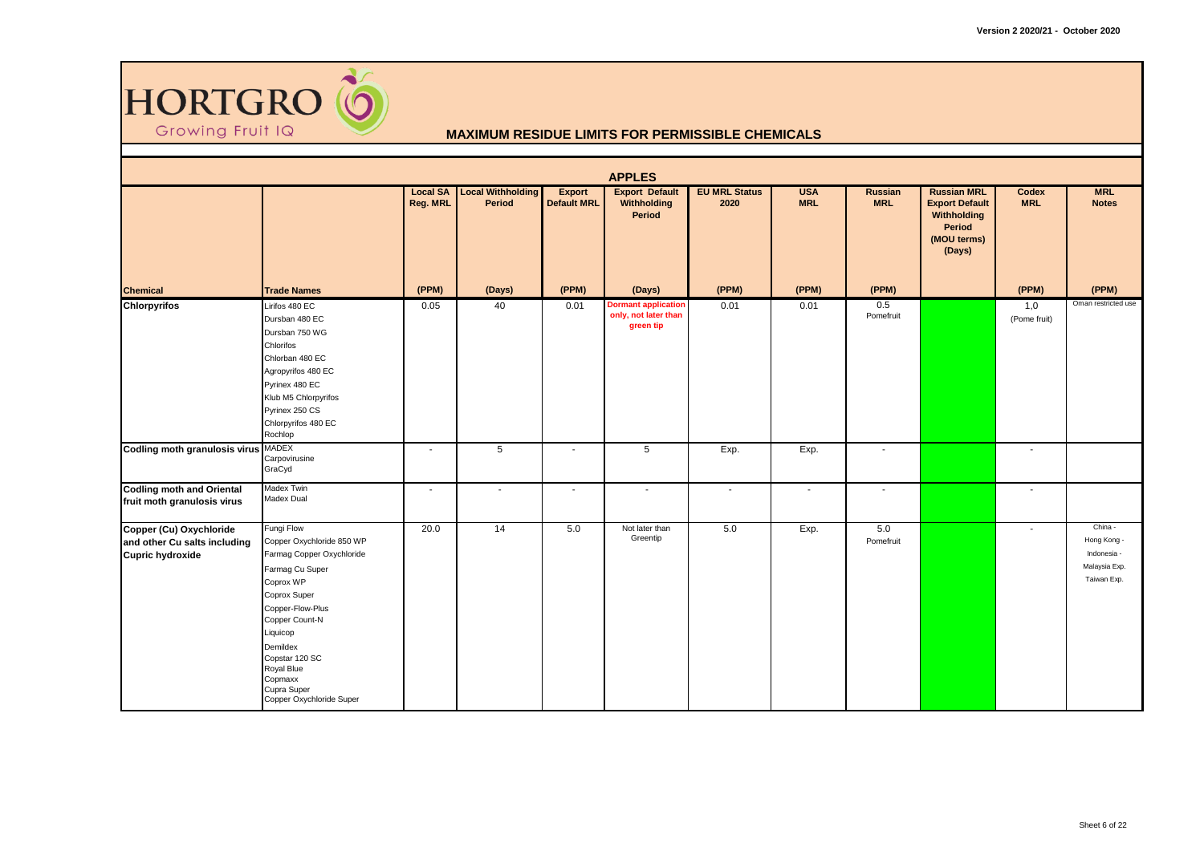HORTGRO Growing Fruit IQ

## MAXIMUM RESIDUE LIMITS FOR PERMISSIBLE CHEMICALS

### APPLES

| Chemical | Trade Names | Local SA Reg. MRL (PPM) | Local Withholding Period (Days) | Export Default MRL (PPM) | Export Default Withholding Period (Days) | EU MRL Status 2020 (PPM) | USA MRL (PPM) | Russian MRL (PPM) | Russian MRL Export Default Withholding Period (MOU terms) (Days) | Codex MRL (PPM) | MRL Notes (PPM) |
|---|---|---|---|---|---|---|---|---|---|---|---|
| **Chlorpyrifos** | Lirifos 480 EC<br>Dursban 480 EC<br>Dursban 750 WG<br>Chlorifos<br>Chlorban 480 EC<br>Agropyrifos 480 EC<br>Pyrinex 480 EC<br>Klub M5 Chlorpyrifos<br>Pyrinex 250 CS<br>Chlorpyrifos 480 EC<br>Rochlop | 0.05 | 40 | 0.01 | **Dormant application only, not later than green tip** | 0.01 | 0.01 | 0.5<br>Pomefruit | | 1,0<br>(Pome fruit) | Oman restricted use |
| **Codling moth granulosis virus** | MADEX<br>Carpovirusine<br>GraCyd | - | 5 | - | 5 | Exp. | Exp. | - | | - | |
| **Codling moth and Oriental fruit moth granulosis virus** | Madex Twin<br>Madex Dual | - | - | - | - | - | - | - | | - | |
| **Copper (Cu) Oxychloride and other Cu salts including Cupric hydroxide** | Fungi Flow<br>Copper Oxychloride 850 WP<br>Farmag Copper Oxychloride<br>Farmag Cu Super<br>Coprox WP<br>Coprox Super<br>Copper-Flow-Plus<br>Copper Count-N<br>Liquicop<br>Demildex<br>Copstar 120 SC<br>Royal Blue<br>Copmaxx<br>Cupra Super<br>Copper Oxychloride Super | 20.0 | 14 | 5.0 | Not later than Greentip | 5.0 | Exp. | 5.0<br>Pomefruit | | - | China -<br>Hong Kong -<br>Indonesia -<br>Malaysia Exp.<br>Taiwan Exp. |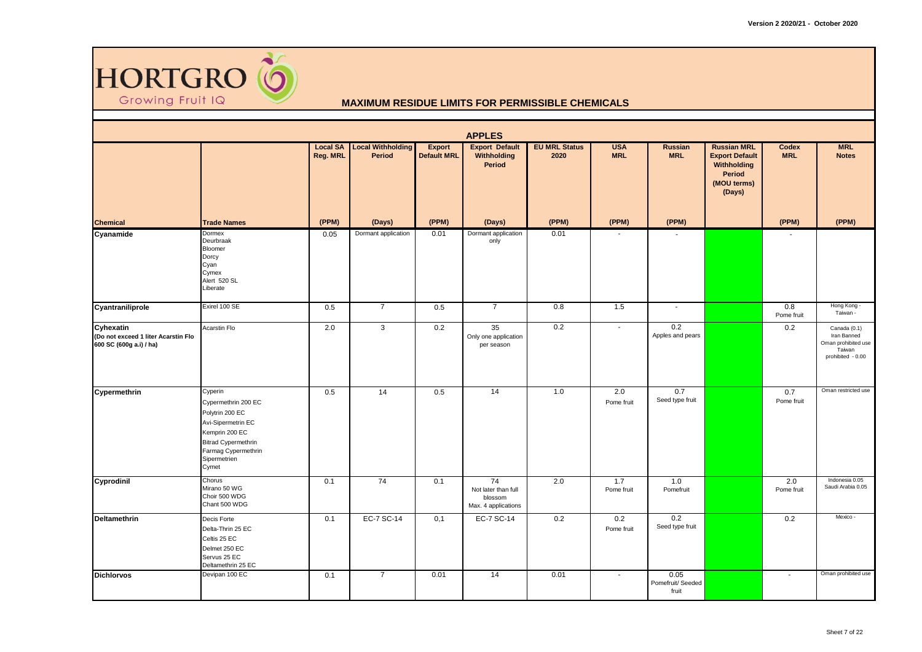# HORTGRO

Growing Fruit IQ

## MAXIMUM RESIDUE LIMITS FOR PERMISSIBLE CHEMICALS

| APPLES | | | | | | | | | | | | |
|---|---|---|---|---|---|---|---|---|---|---|---|---|
| **Chemical** | **Trade Names** | **Local SA Reg. MRL (PPM)** | **Local Withholding Period (Days)** | **Export Default MRL (PPM)** | **Export Default Withholding Period (Days)** | **EU MRL Status 2020 (PPM)** | **USA MRL (PPM)** | **Russian MRL (PPM)** | **Russian MRL Export Default Withholding Period (MOU terms) (Days)** | **Codex MRL (PPM)** | **MRL Notes (PPM)** |
| **Cyanamide** | Dormex<br>Deurbraak<br>Bloomer<br>Dorcy<br>Cyan<br>Cymex<br>Alert 520 SL<br>Liberate | 0.05 | Dormant application | 0.01 | Dormant application only | 0.01 | - | - | | - | |
| **Cyantraniliprole** | Exirel 100 SE | 0.5 | 7 | 0.5 | 7 | 0.8 | 1.5 | - | | 0.8<br>Pome fruit | Hong Kong -<br>Taiwan - |
| **Cyhexatin**<br>**(Do not exceed 1 liter Acarstin Flo 600 SC (600g a.i) / ha)** | Acarstin Flo | 2.0 | 3 | 0.2 | 35<br>Only one application per season | 0.2 | - | 0.2<br>Apples and pears | | 0.2 | Canada (0.1)<br>Iran Banned<br>Oman prohibited use<br>Taiwan prohibited - 0.00 |
| **Cypermethrin** | Cyperin<br>Cypermethrin 200 EC<br>Polytrin 200 EC<br>Avi-Sipermetrin EC<br>Kemprin 200 EC<br>Bitrad Cypermethrin<br>Farmag Cypermethrin<br>Sipermetrien<br>Cymet | 0.5 | 14 | 0.5 | 14 | 1.0 | 2.0<br>Pome fruit | 0.7<br>Seed type fruit | | 0.7<br>Pome fruit | Oman restricted use |
| **Cyprodinil** | Chorus<br>Mirano 50 WG<br>Choir 500 WDG<br>Chant 500 WDG | 0.1 | 74 | 0.1 | 74<br>Not later than full blossom<br>Max. 4 applications | 2.0 | 1.7<br>Pome fruit | 1.0<br>Pomefruit | | 2.0<br>Pome fruit | Indonesia 0.05<br>Saudi Arabia 0.05 |
| **Deltamethrin** | Decis Forte<br>Delta-Thrin 25 EC<br>Celtis 25 EC<br>Delmet 250 EC<br>Servus 25 EC<br>Deltamethrin 25 EC | 0.1 | EC-7 SC-14 | 0,1 | EC-7 SC-14 | 0.2 | 0.2<br>Pome fruit | 0.2<br>Seed type fruit | | 0.2 | Mexico - |
| **Dichlorvos** | Devipan 100 EC | 0.1 | 7 | 0.01 | 14 | 0.01 | - | 0.05<br>Pomefruit/ Seeded fruit | | - | Oman prohibited use |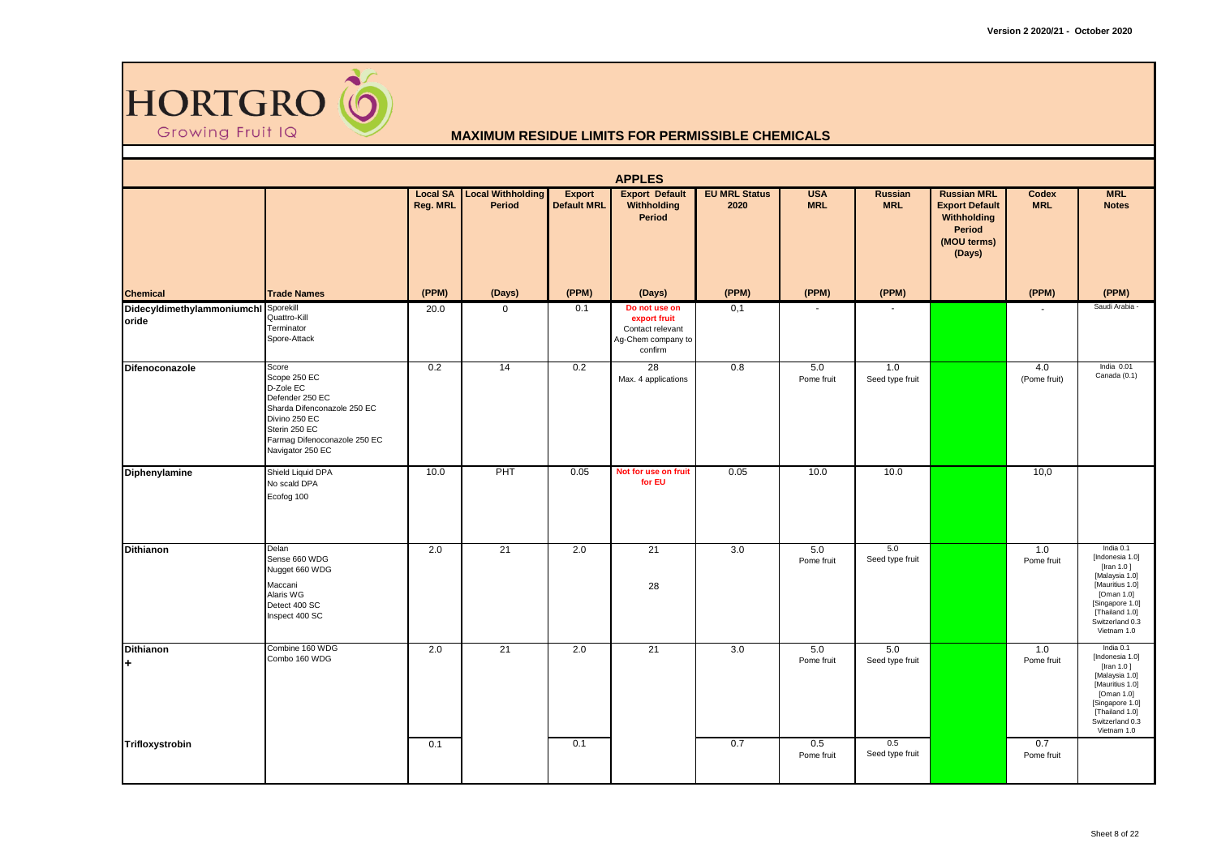Version 2 2020/21 - October 2020

HORTGRO
Growing Fruit IQ

## MAXIMUM RESIDUE LIMITS FOR PERMISSIBLE CHEMICALS

### APPLES

| Chemical | Trade Names | Local SA Reg. MRL (PPM) | Local Withholding Period (Days) | Export Default MRL (PPM) | Export Default Withholding Period (Days) | EU MRL Status 2020 (PPM) | USA MRL (PPM) | Russian MRL (PPM) | Russian MRL Export Default Withholding Period (MOU terms) (Days) | Codex MRL (PPM) | MRL Notes (PPM) |
|---|---|---|---|---|---|---|---|---|---|---|---|
| Didecyldimethylammoniumchloride | Sporekill<br>Quattro-Kill<br>Terminator<br>Spore-Attack | 20.0 | 0 | 0.1 | Do not use on export fruit<br>Contact relevant Ag-Chem company to confirm | 0,1 | - | - | | - | Saudi Arabia - |
| Difenoconazole | Score<br>Scope 250 EC<br>D-Zole EC<br>Defender 250 EC<br>Sharda Difenconazole 250 EC<br>Divino 250 EC<br>Sterin 250 EC<br>Farmag Difenoconazole 250 EC<br>Navigator 250 EC | 0.2 | 14 | 0.2 | 28<br>Max. 4 applications | 0.8 | 5.0<br>Pome fruit | 1.0<br>Seed type fruit | | 4.0<br>(Pome fruit) | India 0.01<br>Canada (0.1) |
| Diphenylamine | Shield Liquid DPA<br>No scald DPA<br>Ecofog 100 | 10.0 | PHT | 0.05 | Not for use on fruit for EU | 0.05 | 10.0 | 10.0 | | 10,0 | |
| Dithianon | Delan<br>Sense 660 WDG<br>Nugget 660 WDG<br>Maccani<br>Alaris WG<br>Detect 400 SC<br>Inspect 400 SC | 2.0 | 21 | 2.0 | 21<br><br>28 | 3.0 | 5.0<br>Pome fruit | 5.0<br>Seed type fruit | | 1.0<br>Pome fruit | India 0.1<br>[Indonesia 1.0]<br>[Iran 1.0 ]<br>[Malaysia 1.0]<br>[Mauritius 1.0]<br>[Oman 1.0]<br>[Singapore 1.0]<br>[Thailand 1.0]<br>Switzerland 0.3<br>Vietnam 1.0 |
| Dithianon<br>+ | Combine 160 WDG<br>Combo 160 WDG | 2.0 | 21 | 2.0 | 21 | 3.0 | 5.0<br>Pome fruit | 5.0<br>Seed type fruit | | 1.0<br>Pome fruit | India 0.1<br>[Indonesia 1.0]<br>[Iran 1.0 ]<br>[Malaysia 1.0]<br>[Mauritius 1.0]<br>[Oman 1.0]<br>[Singapore 1.0]<br>[Thailand 1.0]<br>Switzerland 0.3<br>Vietnam 1.0 |
| Trifloxystrobin | | 0.1 | | 0.1 | | 0.7 | 0.5<br>Pome fruit | 0.5<br>Seed type fruit | | 0.7<br>Pome fruit | |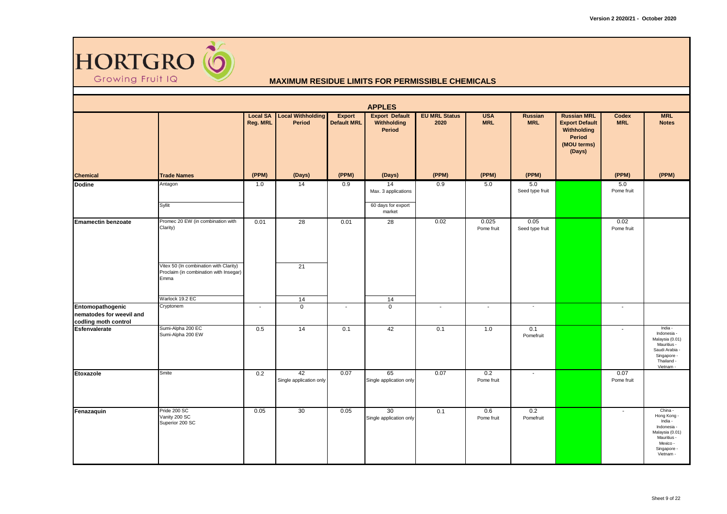# HORTGRO Growing Fruit IQ

## MAXIMUM RESIDUE LIMITS FOR PERMISSIBLE CHEMICALS

### APPLES

| Chemical | Trade Names | Local SA Reg. MRL (PPM) | Local Withholding Period (Days) | Export Default MRL (PPM) | Export Default Withholding Period (Days) | EU MRL Status 2020 (PPM) | USA MRL (PPM) | Russian MRL (PPM) | Russian MRL Export Default Withholding Period (MOU terms) (Days) | Codex MRL (PPM) | MRL Notes (PPM) |
|---|---|---|---|---|---|---|---|---|---|---|---|
| **Dodine** | Antagon | 1.0 | 14 | 0.9 | 14 Max. 3 applications | 0.9 | 5.0 | 5.0 Seed type fruit | | 5.0 Pome fruit | |
| | Syllit | | | | 60 days for export market | | | | | | |
| **Emamectin benzoate** | Promec 20 EW (in combination with Clarity) | 0.01 | 28 | 0.01 | 28 | 0.02 | 0.025 Pome fruit | 0.05 Seed type fruit | | 0.02 Pome fruit | |
| | Vitex 50 (In combination with Clarity) Proclaim (in combination with Insegar) Emma | | 21 | | | | | | | | |
| | Warlock 19.2 EC | | 14 | | 14 | | | | | | |
| **Entomopathogenic nematodes for weevil and codling moth control** | Cryptonem | - | 0 | - | 0 | - | - | - | | - | |
| **Esfenvalerate** | Sumi-Alpha 200 EC Sumi-Alpha 200 EW | 0.5 | 14 | 0.1 | 42 | 0.1 | 1.0 | 0.1 Pomefruit | | - | India - Indonesia - Malaysia (0.01) Mauritius - Saudi Arabia - Singapore - Thailand - Vietnam - |
| **Etoxazole** | Smite | 0.2 | 42 Single application only | 0.07 | 65 Single application only | 0.07 | 0.2 Pome fruit | - | | 0.07 Pome fruit | |
| **Fenazaquin** | Pride 200 SC Vanity 200 SC Superior 200 SC | 0.05 | 30 | 0.05 | 30 Single application only | 0.1 | 0.6 Pome fruit | 0.2 Pomefruit | | - | China - Hong Kong - India - Indonesia - Malaysia (0.01) Mauritius - Mexico - Singapore - Vietnam - |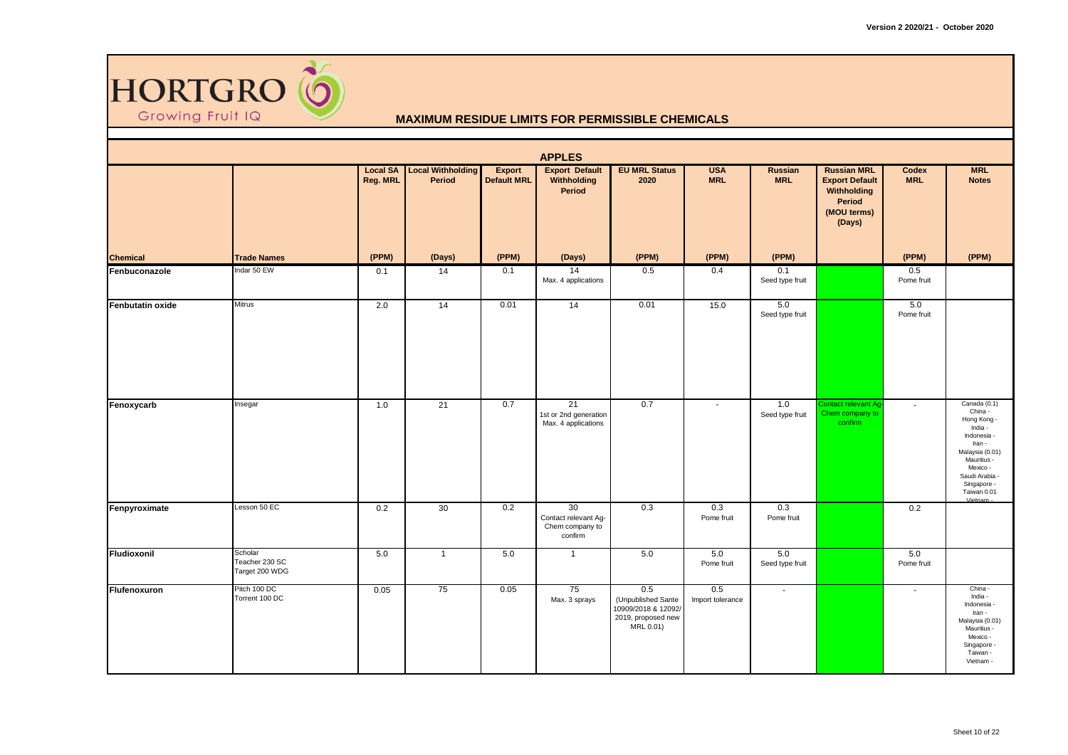**MAXIMUM RESIDUE LIMITS FOR PERMISSIBLE CHEMICALS**

## APPLES

| Chemical | Trade Names | Local SA Reg. MRL (PPM) | Local Withholding Period (Days) | Export Default MRL (PPM) | Export Default Withholding Period (Days) | EU MRL Status 2020 (PPM) | USA MRL (PPM) | Russian MRL (PPM) | Russian MRL Export Default Withholding Period (MOU terms) (Days) | Codex MRL (PPM) | MRL Notes (PPM) |
|---|---|---|---|---|---|---|---|---|---|---|---|
| **Fenbuconazole** | Indar 50 EW | 0.1 | 14 | 0.1 | 14 Max. 4 applications | 0.5 | 0.4 | 0.1 Seed type fruit | | 0.5 Pome fruit | |
| **Fenbutatin oxide** | Mitrus | 2.0 | 14 | 0.01 | 14 | 0.01 | 15.0 | 5.0 Seed type fruit | | 5.0 Pome fruit | |
| **Fenoxycarb** | Insegar | 1.0 | 21 | 0.7 | 21 1st or 2nd generation Max. 4 applications | 0.7 | - | 1.0 Seed type fruit | Contact relevant Ag-Chem company to confirm | - | Canada (0.1) China - Hong Kong - India - Indonesia - Iran - Malaysia (0.01) Mauritius - Mexico - Saudi Arabia - Singapore - Taiwan 0.01 Vietnam - |
| **Fenpyroximate** | Lesson 50 EC | 0.2 | 30 | 0.2 | 30 Contact relevant Ag-Chem company to confirm | 0.3 | 0.3 Pome fruit | 0.3 Pome fruit | | 0.2 | |
| **Fludioxonil** | Scholar Teacher 230 SC Target 200 WDG | 5.0 | 1 | 5.0 | 1 | 5.0 | 5.0 Pome fruit | 5.0 Seed type fruit | | 5.0 Pome fruit | |
| **Flufenoxuron** | Pitch 100 DC Torrent 100 DC | 0.05 | 75 | 0.05 | 75 Max. 3 sprays | 0.5 (Unpublished Sante 10909/2018 & 12092/2019, proposed new MRL 0.01) | 0.5 Import tolerance | - | | - | China - India - Indonesia - Iran - Malaysia (0.01) Mauritius - Mexico - Singapore - Taiwan - Vietnam - |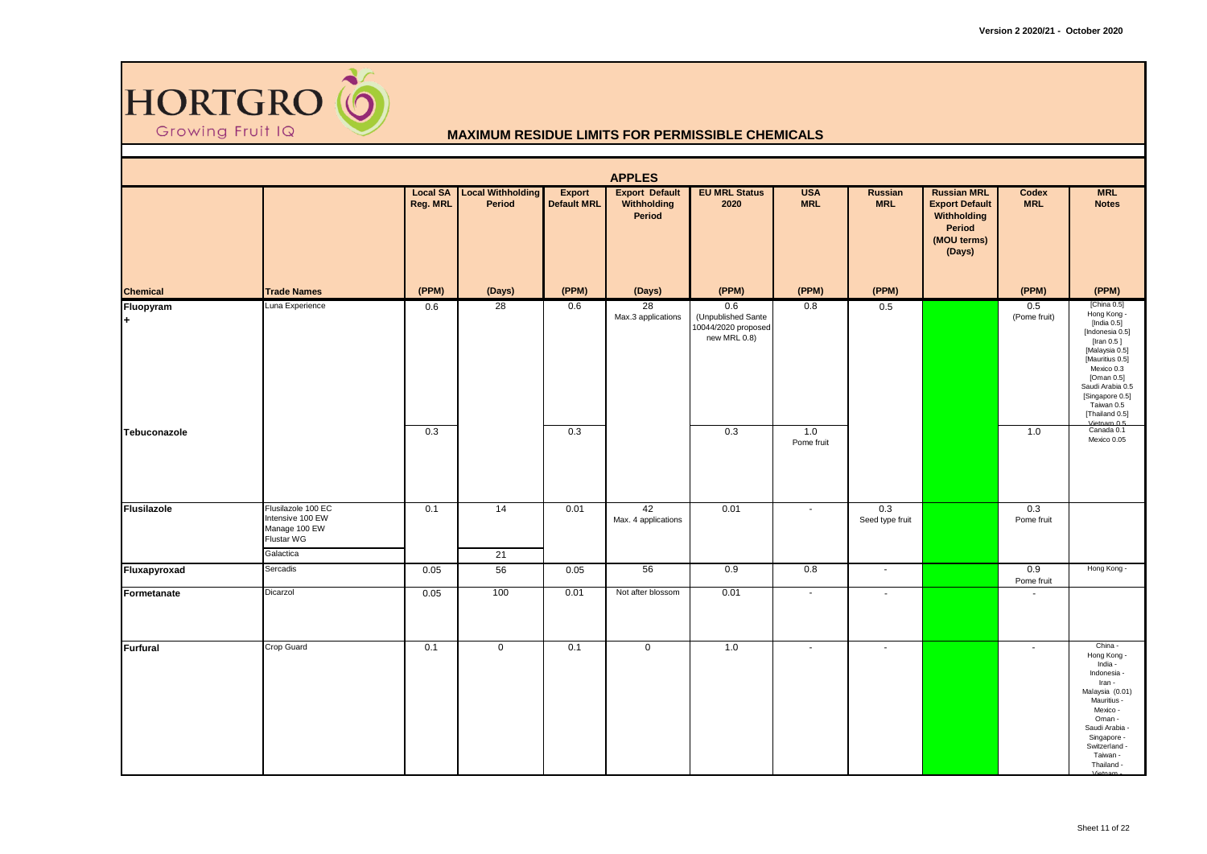HORTGRO

Growing Fruit IQ

## MAXIMUM RESIDUE LIMITS FOR PERMISSIBLE CHEMICALS

### APPLES

| Chemical | Trade Names | Local SA Reg. MRL | Local Withholding Period | Export Default MRL | Export Default Withholding Period | EU MRL Status 2020 | USA MRL | Russian MRL | Russian MRL Export Default Withholding Period (MOU terms) (Days) | Codex MRL | MRL Notes |
|---|---|---|---|---|---|---|---|---|---|---|---|
| | | (PPM) | (Days) | (PPM) | (Days) | (PPM) | (PPM) | (PPM) | | (PPM) | (PPM) |
| Fluopyram + | Luna Experience | 0.6 | 28 | 0.6 | 28 Max.3 applications | 0.6 (Unpublished Sante 10044/2020 proposed new MRL 0.8) | 0.8 | 0.5 | | 0.5 (Pome fruit) | [China 0.5] Hong Kong - [India 0.5] [Indonesia 0.5] [Iran 0.5 ] [Malaysia 0.5] [Mauritius 0.5] Mexico 0.3 [Oman 0.5] Saudi Arabia 0.5 [Singapore 0.5] Taiwan 0.5 [Thailand 0.5] Vietnam 0.5 |
| Tebuconazole | | 0.3 | | 0.3 | | 0.3 | 1.0 Pome fruit | | | 1.0 | Canada 0.1 Mexico 0.05 |
| Flusilazole | Flusilazole 100 EC Intensive 100 EW Manage 100 EW Flustar WG | 0.1 | 14 | 0.01 | 42 Max. 4 applications | 0.01 | - | 0.3 Seed type fruit | | 0.3 Pome fruit | |
| | Galactica | | 21 | | | | | | | | |
| Fluxapyroxad | Sercadis | 0.05 | 56 | 0.05 | 56 | 0.9 | 0.8 | - | | 0.9 Pome fruit | Hong Kong - |
| Formetanate | Dicarzol | 0.05 | 100 | 0.01 | Not after blossom | 0.01 | - | - | | - | |
| Furfural | Crop Guard | 0.1 | 0 | 0.1 | 0 | 1.0 | - | - | | - | China - Hong Kong - India - Indonesia - Iran - Malaysia (0.01) Mauritius - Mexico - Oman - Saudi Arabia - Singapore - Switzerland - Taiwan - Thailand - Vietnam - |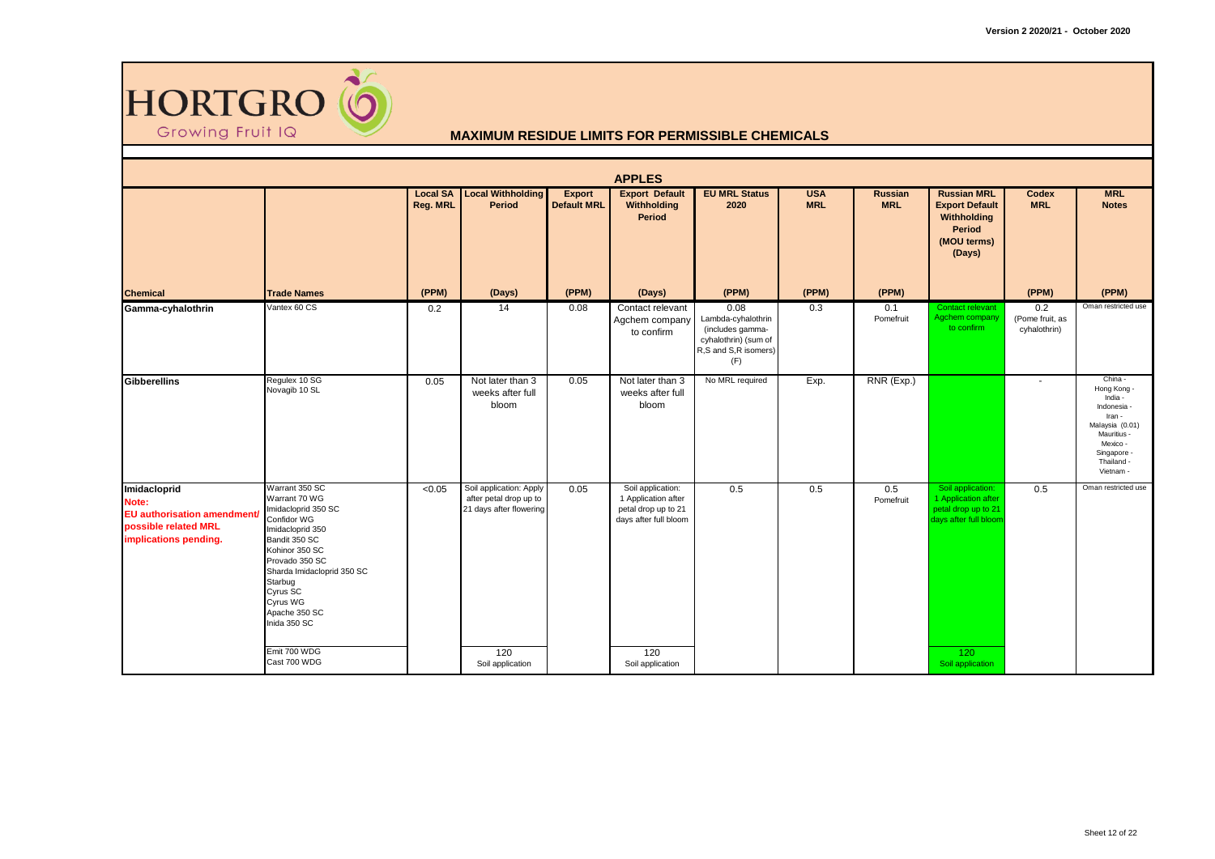# MAXIMUM RESIDUE LIMITS FOR PERMISSIBLE CHEMICALS

## APPLES

| Chemical | Trade Names | Local SA Reg. MRL (PPM) | Local Withholding Period (Days) | Export Default MRL (PPM) | Export Default Withholding Period (Days) | EU MRL Status 2020 (PPM) | USA MRL (PPM) | Russian MRL (PPM) | Russian MRL Export Default Withholding Period (MOU terms) (Days) | Codex MRL (PPM) | MRL Notes (PPM) |
|---|---|---|---|---|---|---|---|---|---|---|---|
| **Gamma-cyhalothrin** | Vantex 60 CS | 0.2 | 14 | 0.08 | Contact relevant Agchem company to confirm | 0.08 Lambda-cyhalothrin (includes gamma-cyhalothrin) (sum of R,S and S,R isomers) (F) | 0.3 | 0.1 Pomefruit | Contact relevant Agchem company to confirm | 0.2 (Pome fruit, as cyhalothrin) | Oman restricted use |
| **Gibberellins** | Regulex 10 SG<br>Novagib 10 SL | 0.05 | Not later than 3 weeks after full bloom | 0.05 | Not later than 3 weeks after full bloom | No MRL required | Exp. | RNR (Exp.) | | - | China -<br>Hong Kong -<br>India -<br>Indonesia -<br>Iran -<br>Malaysia (0.01)<br>Mauritius -<br>Mexico -<br>Singapore -<br>Thailand -<br>Vietnam - |
| **Imidacloprid**<br>**Note: EU authorisation amendment/ possible related MRL implications pending.** | Warrant 350 SC<br>Warrant 70 WG<br>Imidacloprid 350 SC<br>Confidor WG<br>Imidacloprid 350<br>Bandit 350 SC<br>Kohinor 350 SC<br>Provado 350 SC<br>Sharda Imidacloprid 350 SC<br>Starbug<br>Cyrus SC<br>Cyrus WG<br>Apache 350 SC<br>Inida 350 SC | <0.05 | Soil application: Apply after petal drop up to 21 days after flowering | 0.05 | Soil application: 1 Application after petal drop up to 21 days after full bloom | 0.5 | 0.5 | 0.5 Pomefruit | Soil application: 1 Application after petal drop up to 21 days after full bloom | 0.5 | Oman restricted use |
| | Emit 700 WDG<br>Cast 700 WDG | | 120<br>Soil application | | 120<br>Soil application | | | | 120<br>Soil application | | |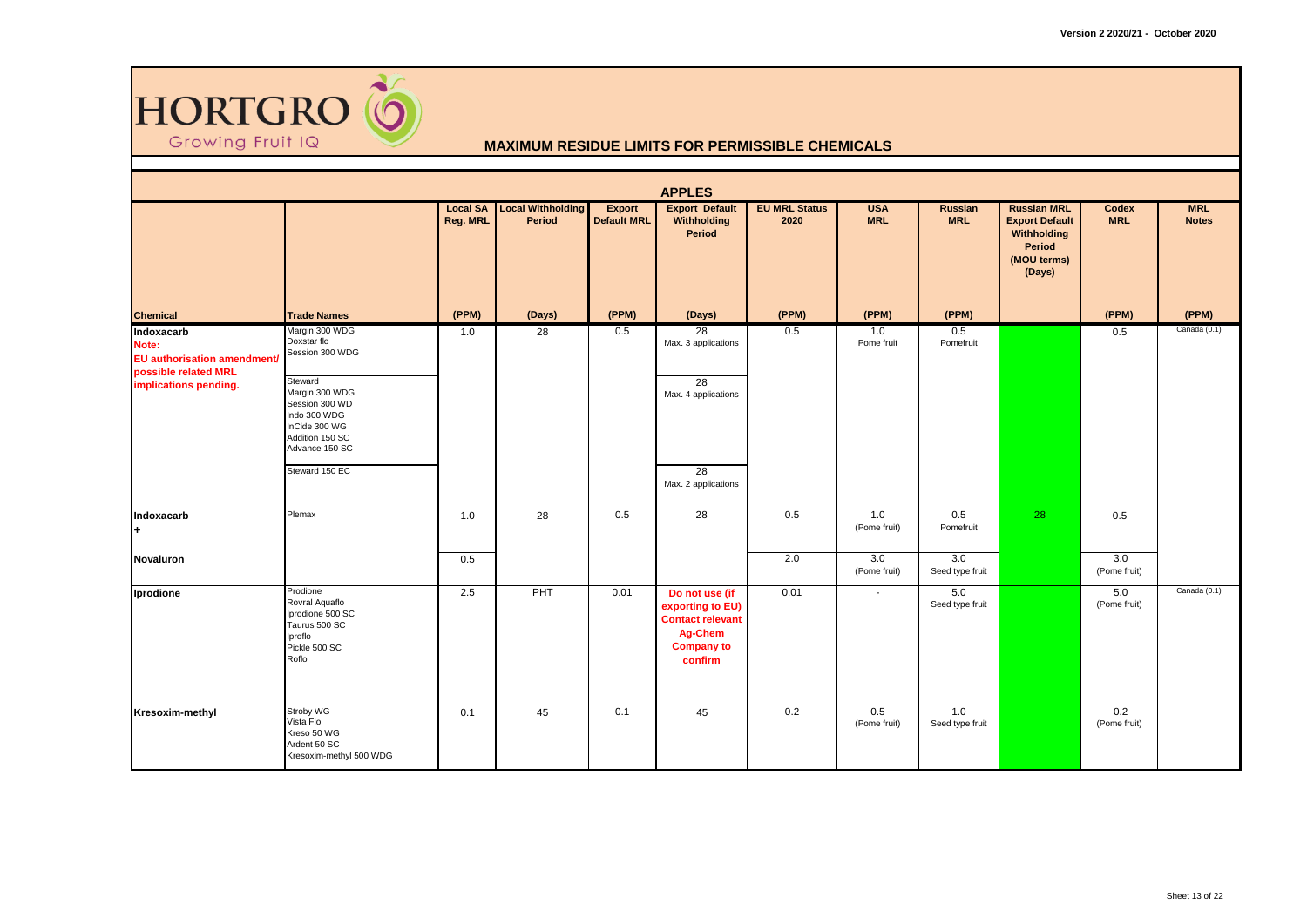# MAXIMUM RESIDUE LIMITS FOR PERMISSIBLE CHEMICALS

## APPLES

| Chemical | Trade Names | Local SA Reg. MRL (PPM) | Local Withholding Period (Days) | Export Default MRL (PPM) | Export Default Withholding Period (Days) | EU MRL Status 2020 (PPM) | USA MRL (PPM) | Russian MRL (PPM) | Russian MRL Export Default Withholding Period (MOU terms) (Days) | Codex MRL (PPM) | MRL Notes (PPM) |
|---|---|---|---|---|---|---|---|---|---|---|---|
| **Indoxacarb** Note: EU authorisation amendment/ possible related MRL implications pending. | Margin 300 WDG<br>Doxstar flo<br>Session 300 WDG | 1.0 | 28 | 0.5 | 28<br>Max. 3 applications | 0.5 | 1.0<br>Pome fruit | 0.5<br>Pomefruit | | 0.5 | Canada (0.1) |
| | Steward<br>Margin 300 WDG<br>Session 300 WD<br>Indo 300 WDG<br>InCide 300 WG<br>Addition 150 SC<br>Advance 150 SC | | | | 28<br>Max. 4 applications | | | | | | |
| | Steward 150 EC | | | | 28<br>Max. 2 applications | | | | | | |
| **Indoxacarb** **+** | Plemax | 1.0 | 28 | 0.5 | 28 | 0.5 | 1.0<br>(Pome fruit) | 0.5<br>Pomefruit | 28 | 0.5 | |
| **Novaluron** | | 0.5 | | | | 2.0 | 3.0<br>(Pome fruit) | 3.0<br>Seed type fruit | | 3.0<br>(Pome fruit) | |
| **Iprodione** | Prodione<br>Rovral Aquaflo<br>Iprodione 500 SC<br>Taurus 500 SC<br>Iproflo<br>Pickle 500 SC<br>Roflo | 2.5 | PHT | 0.01 | **Do not use (if exporting to EU) Contact relevant Ag-Chem Company to confirm** | 0.01 | - | 5.0<br>Seed type fruit | | 5.0<br>(Pome fruit) | Canada (0.1) |
| **Kresoxim-methyl** | Stroby WG<br>Vista Flo<br>Kreso 50 WG<br>Ardent 50 SC<br>Kresoxim-methyl 500 WDG | 0.1 | 45 | 0.1 | 45 | 0.2 | 0.5<br>(Pome fruit) | 1.0<br>Seed type fruit | | 0.2<br>(Pome fruit) | |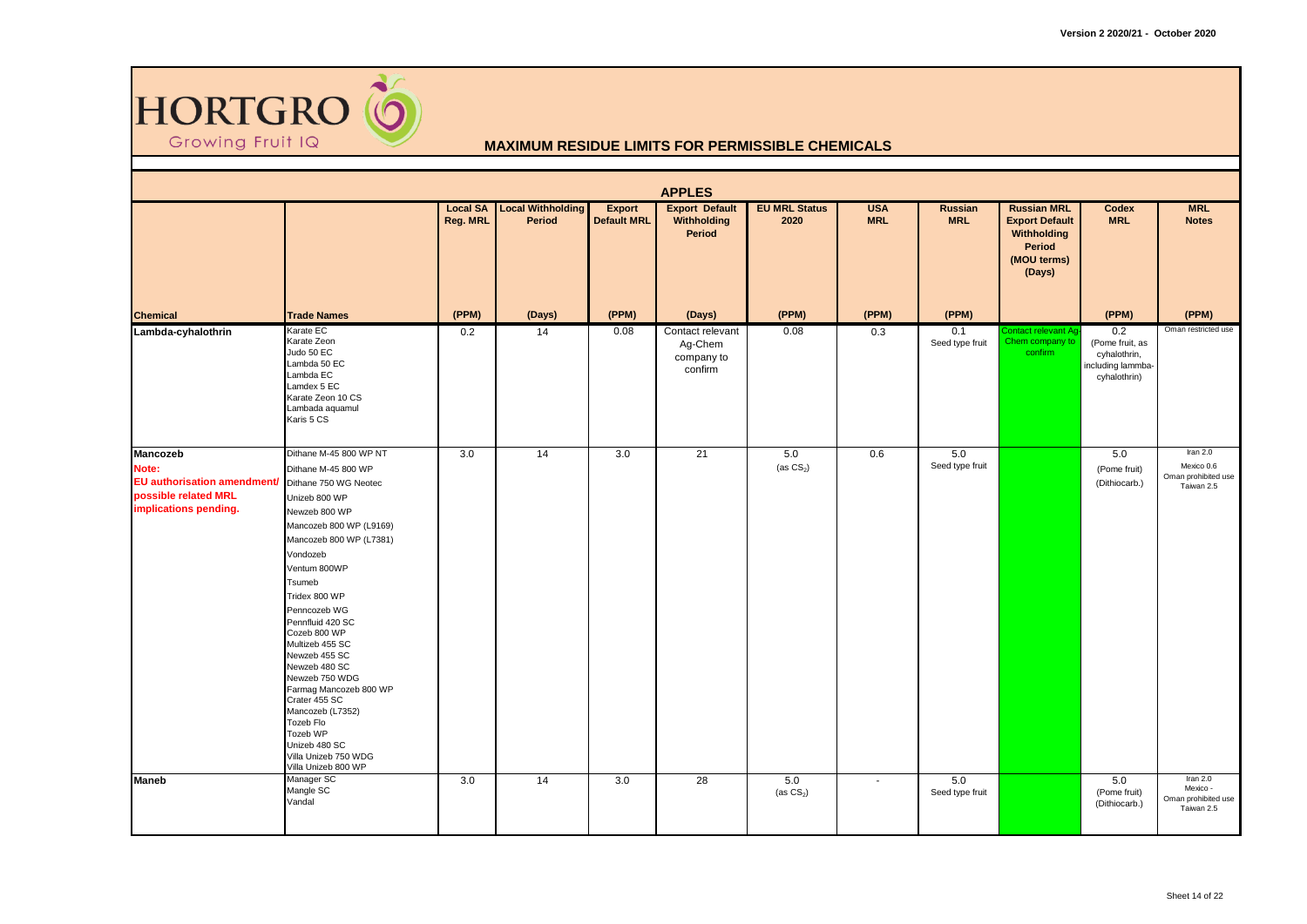# MAXIMUM RESIDUE LIMITS FOR PERMISSIBLE CHEMICALS

## APPLES

| Chemical | Trade Names | Local SA Reg. MRL (PPM) | Local Withholding Period (Days) | Export Default MRL (PPM) | Export Default Withholding Period (Days) | EU MRL Status 2020 (PPM) | USA MRL (PPM) | Russian MRL (PPM) | Russian MRL Export Default Withholding Period (MOU terms) (Days) | Codex MRL (PPM) | MRL Notes (PPM) |
|---|---|---|---|---|---|---|---|---|---|---|---|
| **Lambda-cyhalothrin** | Karate EC, Karate Zeon, Judo 50 EC, Lambda 50 EC, Lambda EC, Lamdex 5 EC, Karate Zeon 10 CS, Lambada aquamul, Karis 5 CS | 0.2 | 14 | 0.08 | Contact relevant Ag-Chem company to confirm | 0.08 | 0.3 | 0.1 Seed type fruit | Contact relevant Ag-Chem company to confirm | 0.2 (Pome fruit, as cyhalothrin, including lammba-cyhalothrin) | Oman restricted use |
| **Mancozeb** Note: EU authorisation amendment/ possible related MRL implications pending. | Dithane M-45 800 WP NT, Dithane M-45 800 WP, Dithane 750 WG Neotec, Unizeb 800 WP, Newzeb 800 WP, Mancozeb 800 WP (L9169), Mancozeb 800 WP (L7381), Vondozeb, Ventum 800WP, Tsumeb, Tridex 800 WP, Penncozeb WG, Pennfluid 420 SC, Cozeb 800 WP, Multizeb 455 SC, Newzeb 455 SC, Newzeb 480 SC, Newzeb 750 WDG, Farmag Mancozeb 800 WP, Crater 455 SC, Mancozeb (L7352), Tozeb Flo, Tozeb WP, Unizeb 480 SC, Villa Unizeb 750 WDG, Villa Unizeb 800 WP | 3.0 | 14 | 3.0 | 21 | 5.0 (as $CS_2$) | 0.6 | 5.0 Seed type fruit | | 5.0 (Pome fruit) (Dithiocarb.) | Iran 2.0, Mexico 0.6, Oman prohibited use, Taiwan 2.5 |
| **Maneb** | Manager SC, Mangle SC, Vandal | 3.0 | 14 | 3.0 | 28 | 5.0 (as $CS_2$) | - | 5.0 Seed type fruit | | 5.0 (Pome fruit) (Dithiocarb.) | Iran 2.0, Mexico -, Oman prohibited use, Taiwan 2.5 |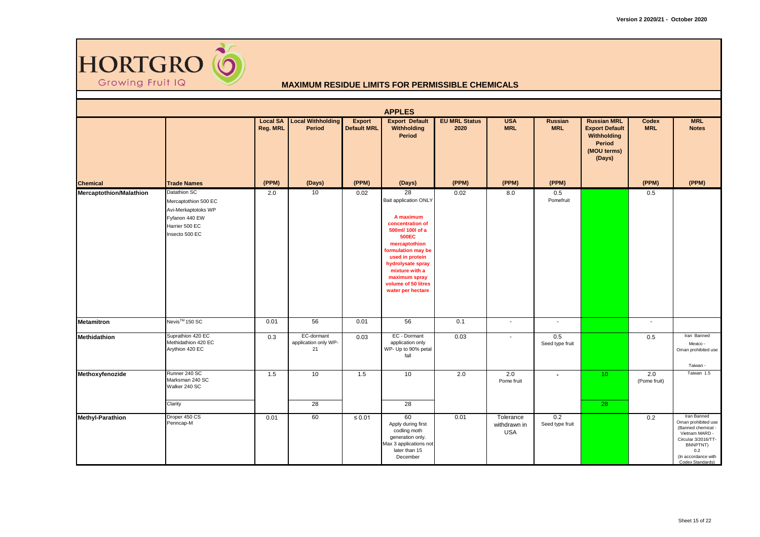HORTGRO Growing Fruit IQ

## MAXIMUM RESIDUE LIMITS FOR PERMISSIBLE CHEMICALS

### APPLES

| Chemical | Trade Names | Local SA Reg. MRL (PPM) | Local Withholding Period (Days) | Export Default MRL (PPM) | Export Default Withholding Period (Days) | EU MRL Status 2020 (PPM) | USA MRL (PPM) | Russian MRL (PPM) | Russian MRL Export Default Withholding Period (MOU terms) (Days) | Codex MRL (PPM) | MRL Notes (PPM) |
|---|---|---|---|---|---|---|---|---|---|---|---|
| **Mercaptothion/Malathion** | Datathion SC<br>Mercaptothion 500 EC<br>Avi-Merkaptotoks WP<br>Fyfanon 440 EW<br>Harrier 500 EC<br>Insecto 500 EC | 2.0 | 10 | 0.02 | 28<br>Bait application ONLY<br>**A maximum concentration of 500ml/ 100l of a 500EC mercaptothion formulation may be used in protein hydrolysate spray mixture with a maximum spray volume of 50 litres water per hectare** | 0.02 | 8.0 | 0.5<br>Pomefruit | | 0.5 | |
| **Metamitron** | Nevis™ 150 SC | 0.01 | 56 | 0.01 | 56 | 0.1 | - | - | | - | |
| **Methidathion** | Suprathion 420 EC<br>Methidathion 420 EC<br>Arythion 420 EC | 0.3 | EC-dormant application only WP-21 | 0.03 | EC - Dormant application only<br>WP- Up to 90% petal fall | 0.03 | - | 0.5<br>Seed type fruit | | 0.5 | Iran Banned<br>Mexico -<br>Oman prohibited use<br>Taiwan - |
| **Methoxyfenozide** | Runner 240 SC<br>Marksman 240 SC<br>Walker 240 SC | 1.5 | 10 | 1.5 | 10 | 2.0 | 2.0<br>Pome fruit | - | 10 | 2.0<br>(Pome fruit) | Taiwan 1.5 |
| | Clarity | | 28 | | 28 | | | | 28 | | |
| **Methyl-Parathion** | Droper 450 CS<br>Penncap-M | 0.01 | 60 | ≤ 0.01 | 60<br>Apply during first codling moth generation only.<br>Max 3 applications not later than 15 December | 0.01 | Tolerance withdrawn in USA | 0.2<br>Seed type fruit | | 0.2 | Iran Banned<br>Oman prohibited use<br>(Banned chemical - Vietnam MARD - Circular 3/2016/TT-BNNPTNT)<br>0.2<br>(In accordance with Codex Standards) |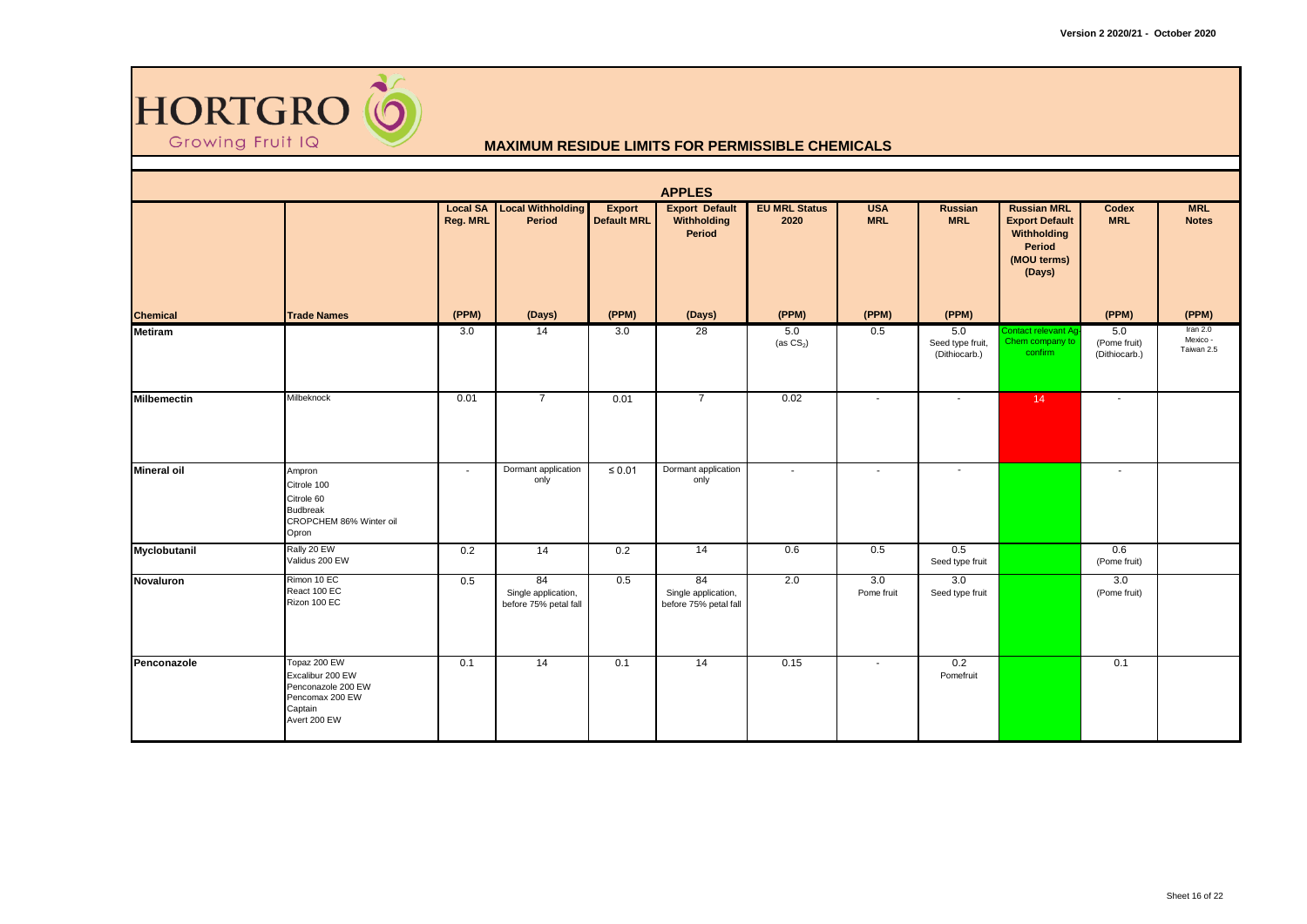Version 2 2020/21 - October 2020

HORTGRO
Growing Fruit IQ

## MAXIMUM RESIDUE LIMITS FOR PERMISSIBLE CHEMICALS

### APPLES

| Chemical | Trade Names | Local SA Reg. MRL (PPM) | Local Withholding Period (Days) | Export Default MRL (PPM) | Export Default Withholding Period (Days) | EU MRL Status 2020 (PPM) | USA MRL (PPM) | Russian MRL (PPM) | Russian MRL Export Default Withholding Period (MOU terms) (Days) | Codex MRL (PPM) | MRL Notes (PPM) |
|---|---|---|---|---|---|---|---|---|---|---|---|
| **Metiram** | | 3.0 | 14 | 3.0 | 28 | 5.0 (as $CS_2$) | 0.5 | 5.0 Seed type fruit, (Dithiocarb.) | Contact relevant Ag-Chem company to confirm | 5.0 (Pome fruit) (Dithiocarb.) | Iran 2.0 Mexico - Taiwan 2.5 |
| **Milbemectin** | Milbeknock | 0.01 | 7 | 0.01 | 7 | 0.02 | - | - | 14 | - | |
| **Mineral oil** | Ampron<br>Citrole 100<br>Citrole 60<br>Budbreak<br>CROPCHEM 86% Winter oil<br>Opron | - | Dormant application only | ≤ 0.01 | Dormant application only | - | - | - | | - | |
| **Myclobutanil** | Rally 20 EW<br>Validus 200 EW | 0.2 | 14 | 0.2 | 14 | 0.6 | 0.5 | 0.5 Seed type fruit | | 0.6 (Pome fruit) | |
| **Novaluron** | Rimon 10 EC<br>React 100 EC<br>Rizon 100 EC | 0.5 | 84 Single application, before 75% petal fall | 0.5 | 84 Single application, before 75% petal fall | 2.0 | 3.0 Pome fruit | 3.0 Seed type fruit | | 3.0 (Pome fruit) | |
| **Penconazole** | Topaz 200 EW<br>Excalibur 200 EW<br>Penconazole 200 EW<br>Pencomax 200 EW<br>Captain<br>Avert 200 EW | 0.1 | 14 | 0.1 | 14 | 0.15 | - | 0.2 Pomefruit | | 0.1 | |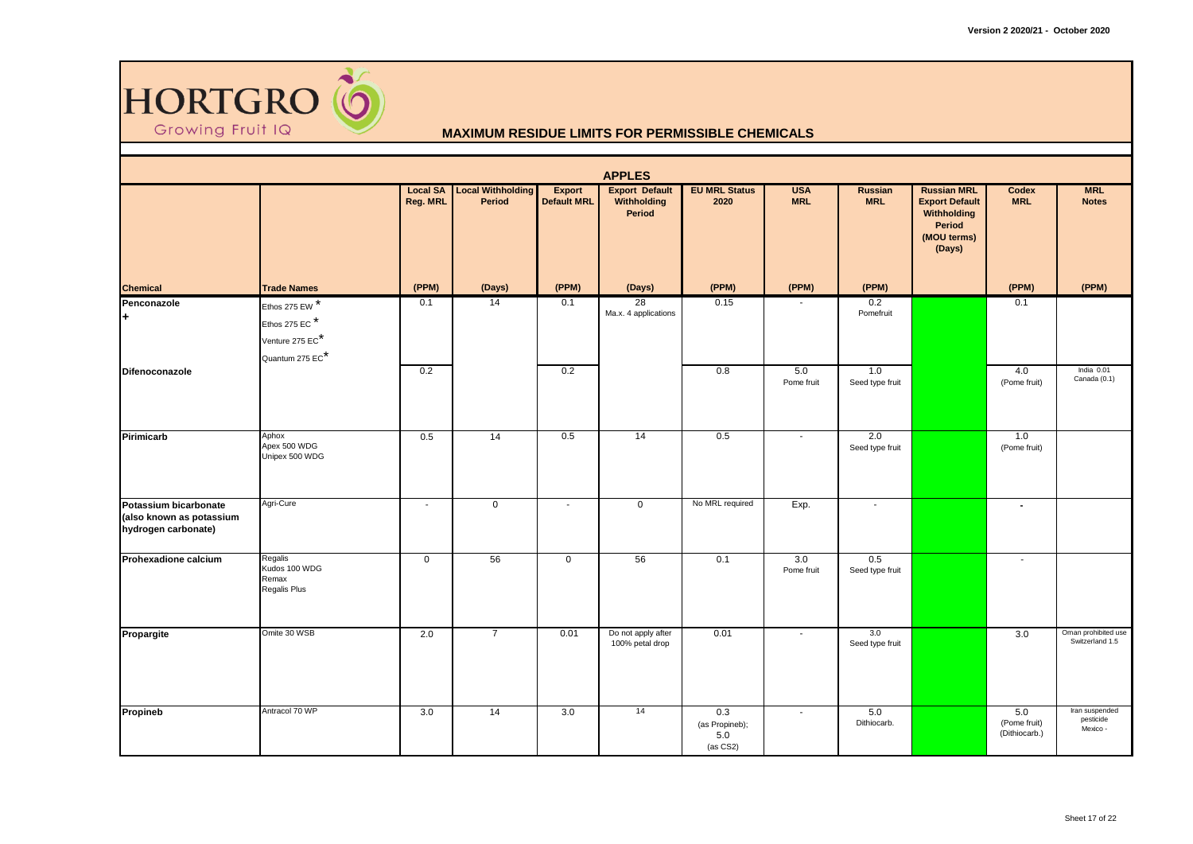HORTGRO Growing Fruit IQ

Version 2 2020/21 - October 2020

## MAXIMUM RESIDUE LIMITS FOR PERMISSIBLE CHEMICALS

### APPLES

| Chemical | Trade Names | Local SA Reg. MRL | Local Withholding Period | Export Default MRL | Export Default Withholding Period | EU MRL Status 2020 | USA MRL | Russian MRL | Russian MRL Export Default Withholding Period (MOU terms) (Days) | Codex MRL | MRL Notes |
|---|---|---|---|---|---|---|---|---|---|---|---|
| | | (PPM) | (Days) | (PPM) | (Days) | (PPM) | (PPM) | (PPM) | | (PPM) | (PPM) |
| Penconazole + | Ethos 275 EW * Ethos 275 EC * Venture 275 EC* Quantum 275 EC* | 0.1 | 14 | 0.1 | 28 Ma.x. 4 applications | 0.15 | - | 0.2 Pomefruit | | 0.1 | |
| Difenoconazole | | 0.2 | | 0.2 | | 0.8 | 5.0 Pome fruit | 1.0 Seed type fruit | | 4.0 (Pome fruit) | India 0.01 Canada (0.1) |
| Pirimicarb | Aphox Apex 500 WDG Unipex 500 WDG | 0.5 | 14 | 0.5 | 14 | 0.5 | - | 2.0 Seed type fruit | | 1.0 (Pome fruit) | |
| Potassium bicarbonate (also known as potassium hydrogen carbonate) | Agri-Cure | - | 0 | - | 0 | No MRL required | Exp. | - | | - | |
| Prohexadione calcium | Regalis Kudos 100 WDG Remax Regalis Plus | 0 | 56 | 0 | 56 | 0.1 | 3.0 Pome fruit | 0.5 Seed type fruit | | - | |
| Propargite | Omite 30 WSB | 2.0 | 7 | 0.01 | Do not apply after 100% petal drop | 0.01 | - | 3.0 Seed type fruit | | 3.0 | Oman prohibited use Switzerland 1.5 |
| Propineb | Antracol 70 WP | 3.0 | 14 | 3.0 | 14 | 0.3 (as Propineb); 5.0 (as CS2) | - | 5.0 Dithiocarb. | | 5.0 (Pome fruit) (Dithiocarb.) | Iran suspended pesticide Mexico - |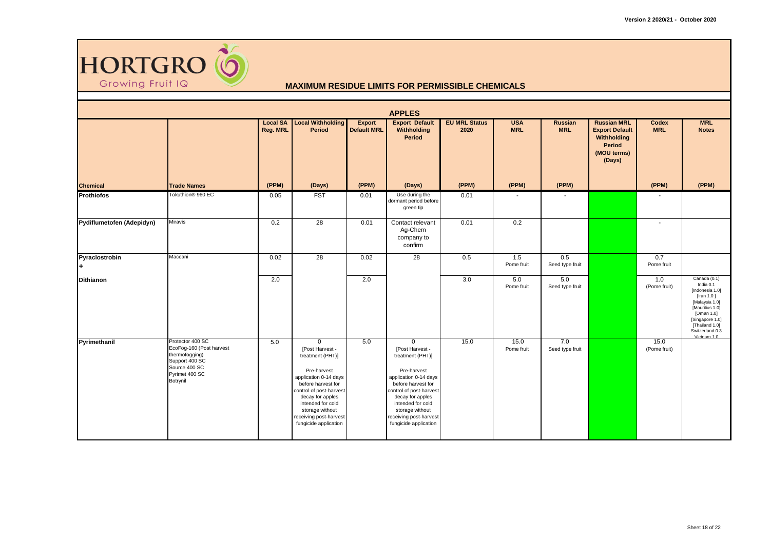# HORTGRO

Growing Fruit IQ

## MAXIMUM RESIDUE LIMITS FOR PERMISSIBLE CHEMICALS

### APPLES

| Chemical | Trade Names | Local SA Reg. MRL (PPM) | Local Withholding Period (Days) | Export Default MRL (PPM) | Export Default Withholding Period (Days) | EU MRL Status 2020 (PPM) | USA MRL (PPM) | Russian MRL (PPM) | Russian MRL Export Default Withholding Period (MOU terms) (Days) | Codex MRL (PPM) | MRL Notes (PPM) |
|---|---|---|---|---|---|---|---|---|---|---|---|
| **Prothiofos** | Tokuthion® 960 EC | 0.05 | FST | 0.01 | Use during the dormant period before green tip | 0.01 | - | - | | - | |
| **Pydiflumetofen (Adepidyn)** | Miravis | 0.2 | 28 | 0.01 | Contact relevant Ag-Chem company to confirm | 0.01 | 0.2 | | | - | |
| **Pyraclostrobin +** | Maccani | 0.02 | 28 | 0.02 | 28 | 0.5 | 1.5 Pome fruit | 0.5 Seed type fruit | | 0.7 Pome fruit | |
| **Dithianon** | | 2.0 | | 2.0 | | 3.0 | 5.0 Pome fruit | 5.0 Seed type fruit | | 1.0 (Pome fruit) | Canada (0.1) India 0.1 [Indonesia 1.0] [Iran 1.0 ] [Malaysia 1.0] [Mauritius 1.0] [Oman 1.0] [Singapore 1.0] [Thailand 1.0] Switzerland 0.3 Vietnam 1.0 |
| **Pyrimethanil** | Protector 400 SC EcoFog-160 (Post harvest thermofogging) Support 400 SC Source 400 SC Pyrimet 400 SC Botrynil | 5.0 | 0 [Post Harvest - treatment (PHT)] Pre-harvest application 0-14 days before harvest for control of post-harvest decay for apples intended for cold storage without receiving post-harvest fungicide application | 5.0 | 0 [Post Harvest - treatment (PHT)] Pre-harvest application 0-14 days before harvest for control of post-harvest decay for apples intended for cold storage without receiving post-harvest fungicide application | 15.0 | 15.0 Pome fruit | 7.0 Seed type fruit | | 15.0 (Pome fruit) | |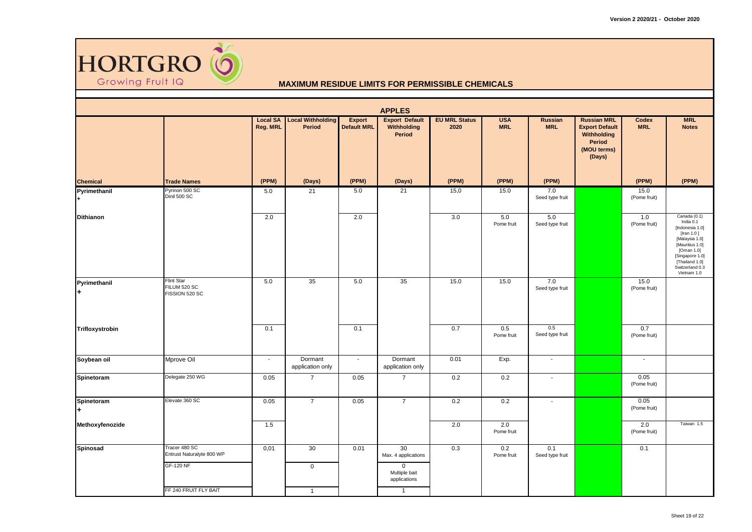# HORTGRO
Growing Fruit IQ

## MAXIMUM RESIDUE LIMITS FOR PERMISSIBLE CHEMICALS

### APPLES

| Chemical | Trade Names | Local SA Reg. MRL (PPM) | Local Withholding Period (Days) | Export Default MRL (PPM) | Export Default Withholding Period (Days) | EU MRL Status 2020 (PPM) | USA MRL (PPM) | Russian MRL (PPM) | Russian MRL Export Default Withholding Period (MOU terms) (Days) | Codex MRL (PPM) | MRL Notes (PPM) |
|---|---|---|---|---|---|---|---|---|---|---|---|
| Pyrimethanil + | Pyrinon 500 SC<br>Dinil 500 SC | 5.0 | 21 | 5.0 | 21 | 15,0 | 15.0 | 7.0<br>Seed type fruit | | 15.0<br>(Pome fruit) | |
| Dithianon | | 2.0 | | 2.0 | | 3.0 | 5.0<br>Pome fruit | 5.0<br>Seed type fruit | | 1.0<br>(Pome fruit) | Canada (0.1)<br>India 0.1<br>[Indonesia 1.0]<br>[Iran 1.0 ]<br>[Malaysia 1.0]<br>[Mauritius 1.0]<br>[Oman 1.0]<br>[Singapore 1.0]<br>[Thailand 1.0]<br>Switzerland 0.3<br>Vietnam 1.0 |
| Pyrimethanil + | Flint Star<br>FILUM 520 SC<br>FISSION 520 SC | 5.0 | 35 | 5.0 | 35 | 15.0 | 15.0 | 7.0<br>Seed type fruit | | 15.0<br>(Pome fruit) | |
| Trifloxystrobin | | 0.1 | | 0.1 | | 0.7 | 0.5<br>Pome fruit | 0.5<br>Seed type fruit | | 0.7<br>(Pome fruit) | |
| Soybean oil | Mprove Oil | - | Dormant application only | - | Dormant application only | 0.01 | Exp. | - | | - | |
| Spinetoram | Delegate 250 WG | 0.05 | 7 | 0.05 | 7 | 0.2 | 0.2 | - | | 0.05<br>(Pome fruit) | |
| Spinetoram + | Elevate 360 SC | 0.05 | 7 | 0.05 | 7 | 0.2 | 0.2 | - | | 0.05<br>(Pome fruit) | |
| Methoxyfenozide | | 1.5 | | | | 2.0 | 2.0<br>Pome fruit | | | 2.0<br>(Pome fruit) | Taiwan 1.5 |
| Spinosad | Tracer 480 SC<br>Entrust Naturalyte 800 WP | 0,01 | 30 | 0.01 | 30<br>Max. 4 applications | 0.3 | 0.2<br>Pome fruit | 0.1<br>Seed type fruit | | 0.1 | |
| | GF-120 NF | | 0 | | 0<br>Multiple bait applications | | | | | | |
| | FF 240 FRUIT FLY BAIT | | 1 | | 1 | | | | | | |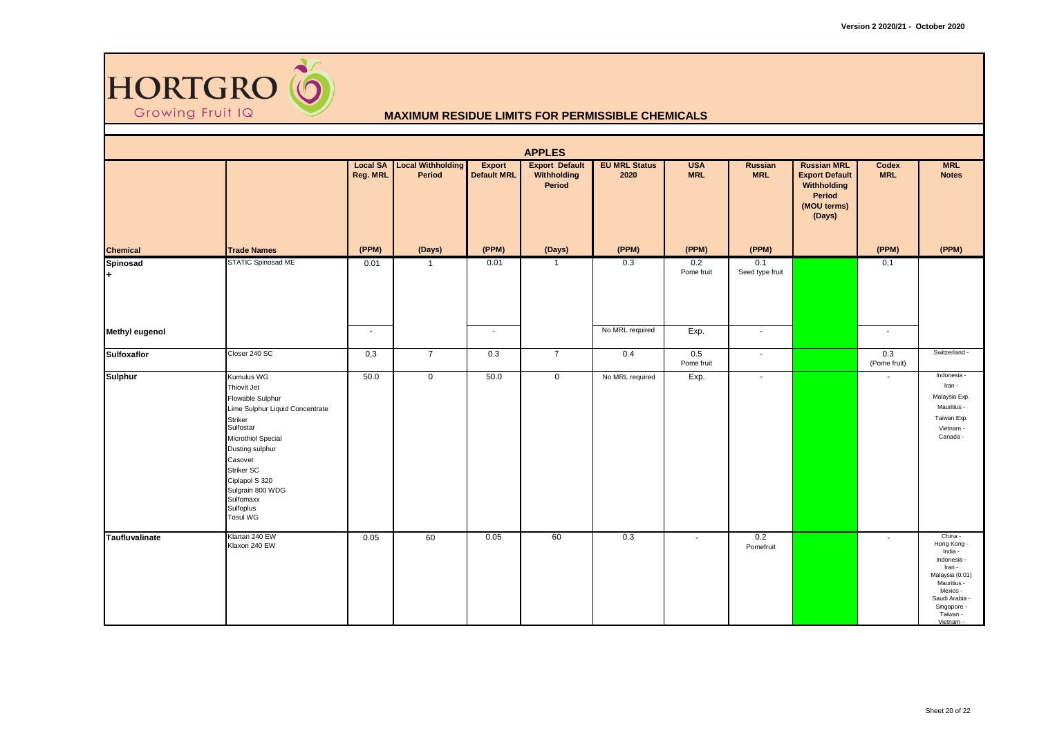# HORTGRO

Growing Fruit IQ

## MAXIMUM RESIDUE LIMITS FOR PERMISSIBLE CHEMICALS

### APPLES

| Chemical | Trade Names | Local SA Reg. MRL (PPM) | Local Withholding Period (Days) | Export Default MRL (PPM) | Export Default Withholding Period (Days) | EU MRL Status 2020 (PPM) | USA MRL (PPM) | Russian MRL (PPM) | Russian MRL Export Default Withholding Period (MOU terms) (Days) | Codex MRL (PPM) | MRL Notes (PPM) |
|---|---|---|---|---|---|---|---|---|---|---|---|
| Spinosad + | STATIC Spinosad ME | 0.01 | 1 | 0.01 | 1 | 0.3 | 0.2 Pome fruit | 0.1 Seed type fruit | | 0,1 | |
| Methyl eugenol | | - | | - | | No MRL required | Exp. | - | | - | |
| Sulfoxaflor | Closer 240 SC | 0,3 | 7 | 0.3 | 7 | 0.4 | 0.5 Pome fruit | - | | 0.3 (Pome fruit) | Switzerland - |
| Sulphur | Kumulus WG<br>Thiovit Jet<br>Flowable Sulphur<br>Lime Sulphur Liquid Concentrate<br>Striker<br>Sulfostar<br>Microthiol Special<br>Dusting sulphur<br>Casovet<br>Striker SC<br>Ciplapol S 320<br>Sulgrain 800 WDG<br>Sulfomaxx<br>Sulfoplus<br>Tosul WG | 50.0 | 0 | 50.0 | 0 | No MRL required | Exp. | - | | - | Indonesia -<br>Iran -<br>Malaysia Exp.<br>Mauritius -<br>Taiwan Exp.<br>Vietnam -<br>Canada - |
| Taufluvalinate | Klartan 240 EW<br>Klaxon 240 EW | 0.05 | 60 | 0.05 | 60 | 0.3 | - | 0.2 Pomefruit | | - | China -<br>Hong Kong -<br>India -<br>Indonesia -<br>Iran -<br>Malaysia (0.01)<br>Mauritius -<br>Mexico -<br>Saudi Arabia -<br>Singapore -<br>Taiwan -<br>Vietnam - |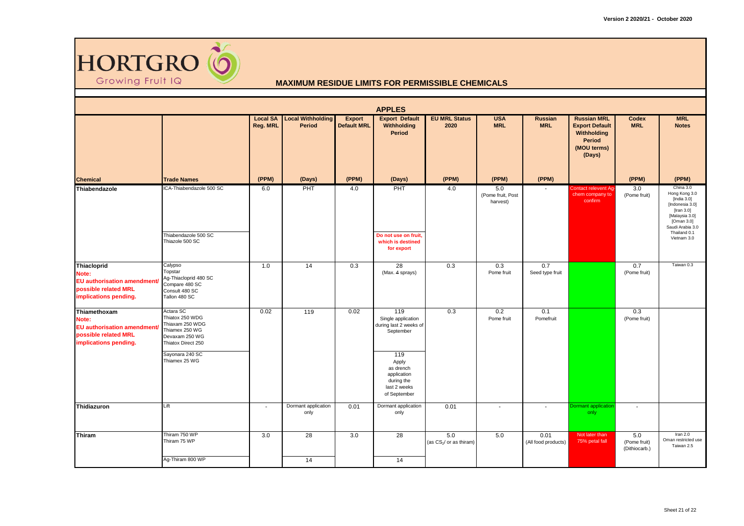# HORTGRO
Growing Fruit IQ

## MAXIMUM RESIDUE LIMITS FOR PERMISSIBLE CHEMICALS

Version 2 2020/21 - October 2020

### APPLES

| Chemical | Trade Names | Local SA Reg. MRL (PPM) | Local Withholding Period (Days) | Export Default MRL (PPM) | Export Default Withholding Period (Days) | EU MRL Status 2020 (PPM) | USA MRL (PPM) | Russian MRL (PPM) | Russian MRL Export Default Withholding Period (MOU terms) (Days) | Codex MRL (PPM) | MRL Notes (PPM) |
|---|---|---|---|---|---|---|---|---|---|---|---|
| Thiabendazole | ICA-Thiabendazole 500 SC | 6.0 | PHT | 4.0 | PHT | 4.0 | 5.0 (Pome fruit, Post harvest) | - | Contact relevent Ag-chem company to confirm | 3.0 (Pome fruit) | China 3.0 Hong Kong 3.0 [India 3.0] [Indonesia 3.0] [Iran 3.0] [Malaysia 3.0] [Oman 3.0] Saudi Arabia 3.0 Thailand 0.1 Vietnam 3.0 |
| | Thiabendazole 500 SC Thiazole 500 SC | | | | Do not use on fruit, which is destined for export | | | | | | |
| Thiacloprid Note: EU authorisation amendment/ possible related MRL implications pending. | Calypso Topstar Ag-Thiacloprid 480 SC Compare 480 SC Consult 480 SC Tallon 480 SC | 1.0 | 14 | 0.3 | 28 (Max. 4 sprays) | 0.3 | 0.3 Pome fruit | 0.7 Seed type fruit | | 0.7 (Pome fruit) | Taiwan 0.3 |
| Thiamethoxam Note: EU authorisation amendment/ possible related MRL implications pending. | Actara SC Thiatox 250 WDG Thiaxam 250 WDG Thiamex 250 WG Devaxam 250 WG Thiatox Direct 250 | 0.02 | 119 | 0.02 | 119 Single application during last 2 weeks of September | 0.3 | 0.2 Pome fruit | 0.1 Pomefruit | | 0.3 (Pome fruit) | |
| | Sayonara 240 SC Thiamex 25 WG | | | | 119 Apply as drench application during the last 2 weeks of September | | | | | | |
| Thidiazuron | Lift | - | Dormant application only | 0.01 | Dormant application only | 0.01 | - | - | Dormant application only | - | |
| Thiram | Thiram 750 WP Thiram 75 WP | 3.0 | 28 | 3.0 | 28 | 5.0 (as $CS_2$/ or as thiram) | 5.0 | 0.01 (All food products) | Not later than 75% petal fall | 5.0 (Pome fruit) (Dithiocarb.) | Iran 2.0 Oman restricted use Taiwan 2.5 |
| | Ag-Thiram 800 WP | | 14 | | 14 | | | | | | |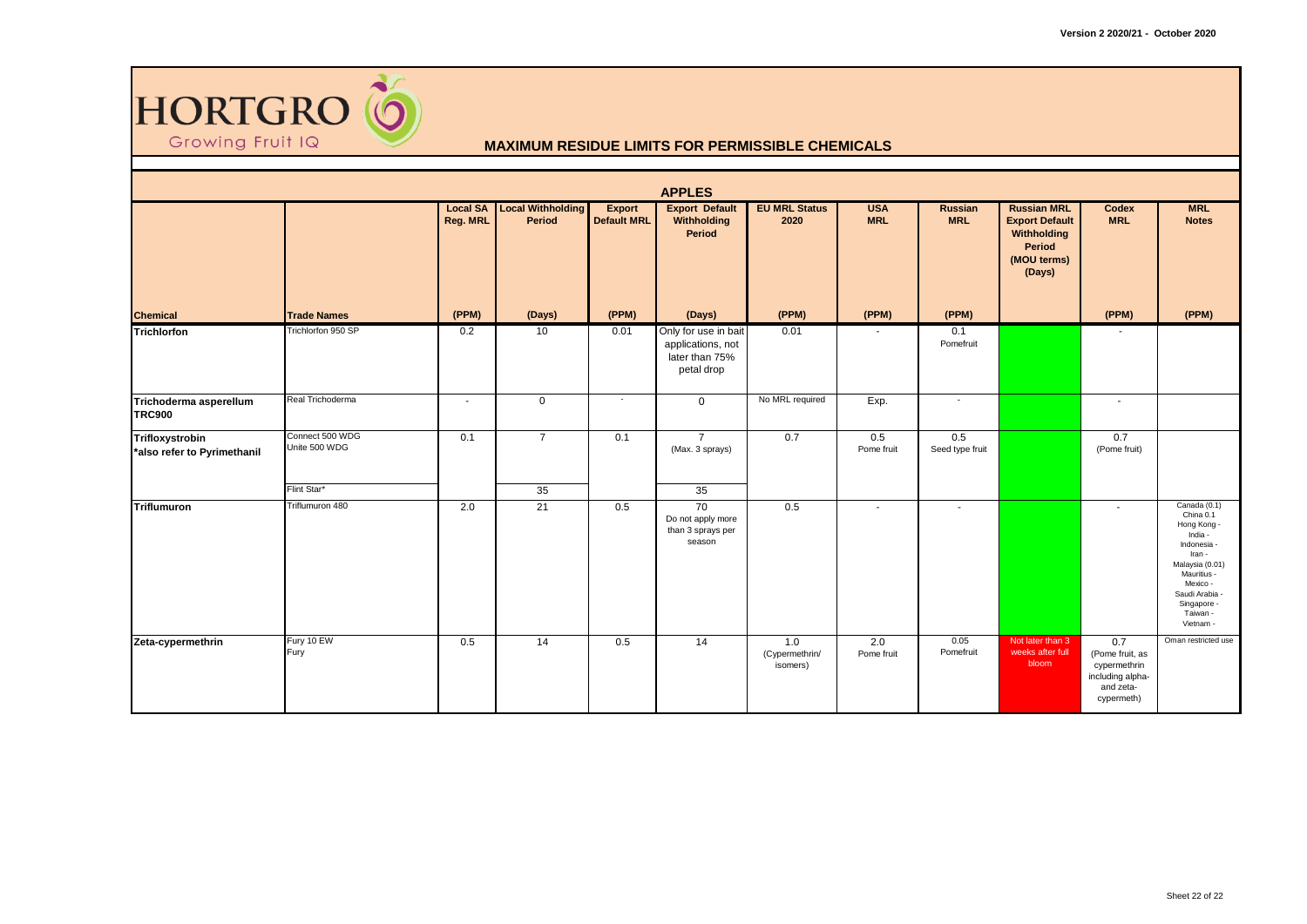## MAXIMUM RESIDUE LIMITS FOR PERMISSIBLE CHEMICALS

### APPLES

| Chemical | Trade Names | Local SA Reg. MRL (PPM) | Local Withholding Period (Days) | Export Default MRL (PPM) | Export Default Withholding Period (Days) | EU MRL Status 2020 (PPM) | USA MRL (PPM) | Russian MRL (PPM) | Russian MRL Export Default Withholding Period (MOU terms) (Days) | Codex MRL (PPM) | MRL Notes (PPM) |
|---|---|---|---|---|---|---|---|---|---|---|---|
| **Trichlorfon** | Trichlorfon 950 SP | 0.2 | 10 | 0.01 | Only for use in bait applications, not later than 75% petal drop | 0.01 | - | 0.1 Pomefruit | | - | |
| **Trichoderma asperellum TRC900** | Real Trichoderma | - | 0 | - | 0 | No MRL required | Exp. | - | | - | |
| **Trifloxystrobin** *also refer to Pyrimethanil | Connect 500 WDG<br>Unite 500 WDG | 0.1 | 7 | 0.1 | 7<br>(Max. 3 sprays) | 0.7 | 0.5 Pome fruit | 0.5 Seed type fruit | | 0.7 (Pome fruit) | |
| | Flint Star* | | 35 | | 35 | | | | | | |
| **Triflumuron** | Triflumuron 480 | 2.0 | 21 | 0.5 | 70<br>Do not apply more than 3 sprays per season | 0.5 | - | - | | - | Canada (0.1)<br>China 0.1<br>Hong Kong -<br>India -<br>Indonesia -<br>Iran -<br>Malaysia (0.01)<br>Mauritius -<br>Mexico -<br>Saudi Arabia -<br>Singapore -<br>Taiwan -<br>Vietnam - |
| **Zeta-cypermethrin** | Fury 10 EW<br>Fury | 0.5 | 14 | 0.5 | 14 | 1.0 (Cypermethrin/ isomers) | 2.0 Pome fruit | 0.05 Pomefruit | Not later than 3 weeks after full bloom | 0.7 (Pome fruit, as cypermethrin including alpha- and zeta-cypermeth) | Oman restricted use |